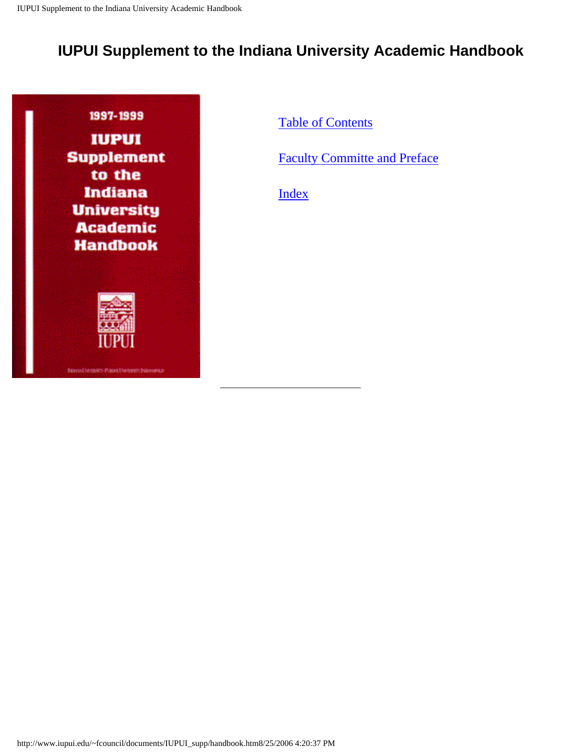# IUPUI Supplement to the Indiana University Academic Handbook

1997-1999

IUPUI Supplement to the Indiana University Academic Handbook

IUPUI

Table of Contents

Faculty Committe and Preface

Index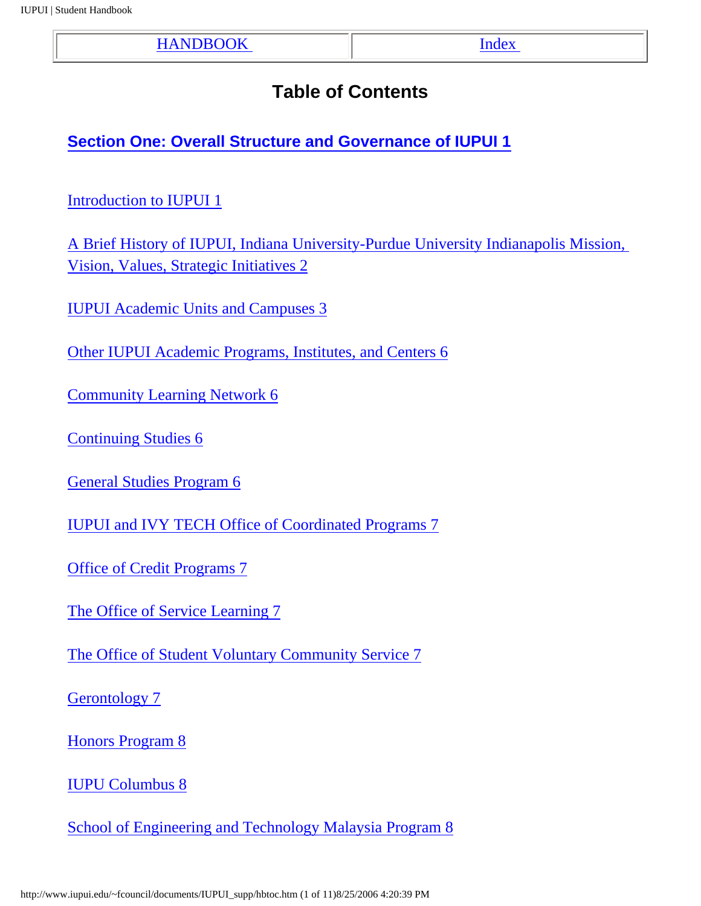| HANDBOOK | Index |
| --- | --- |

# Table of Contents

## Section One: Overall Structure and Governance of IUPUI 1

Introduction to IUPUI 1

A Brief History of IUPUI, Indiana University-Purdue University Indianapolis Mission, Vision, Values, Strategic Initiatives 2

IUPUI Academic Units and Campuses 3

Other IUPUI Academic Programs, Institutes, and Centers 6

Community Learning Network 6

Continuing Studies 6

General Studies Program 6

IUPUI and IVY TECH Office of Coordinated Programs 7

Office of Credit Programs 7

The Office of Service Learning 7

The Office of Student Voluntary Community Service 7

Gerontology 7

Honors Program 8

IUPU Columbus 8

School of Engineering and Technology Malaysia Program 8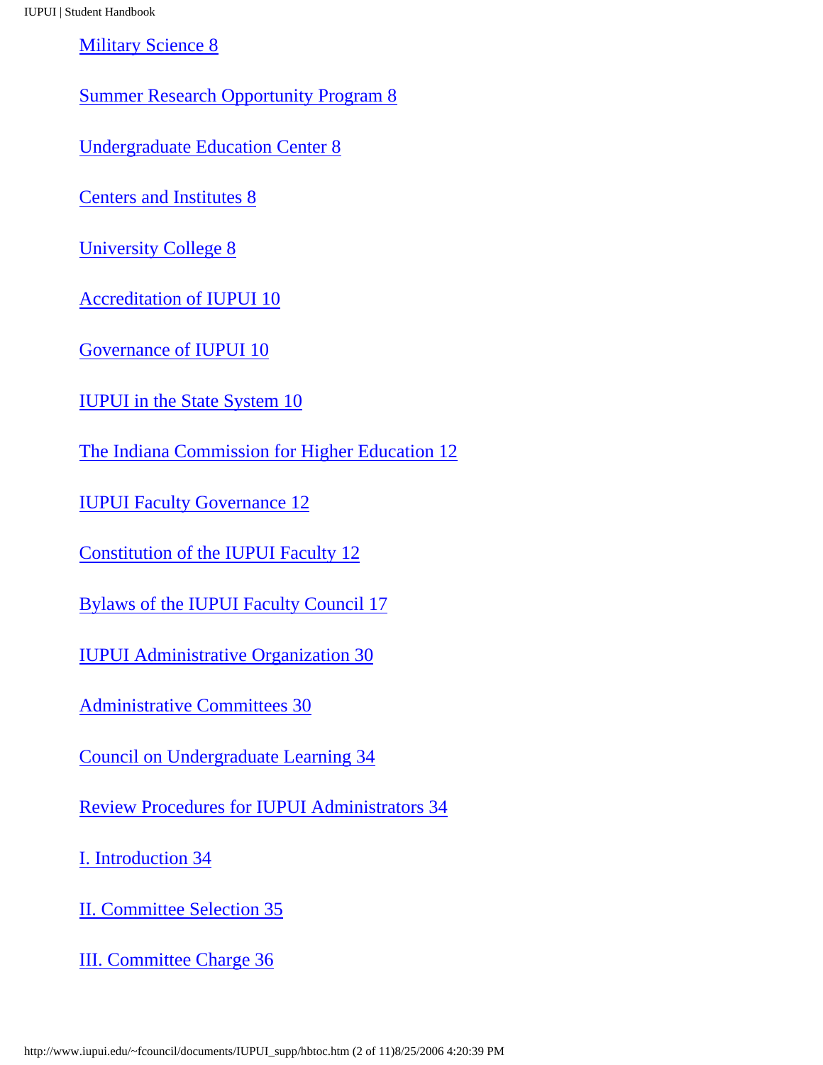[Military Science 8](#)

[Summer Research Opportunity Program 8](#)

[Undergraduate Education Center 8](#)

[Centers and Institutes 8](#)

[University College 8](#)

[Accreditation of IUPUI 10](#)

[Governance of IUPUI 10](#)

[IUPUI in the State System 10](#)

[The Indiana Commission for Higher Education 12](#)

[IUPUI Faculty Governance 12](#)

[Constitution of the IUPUI Faculty 12](#)

[Bylaws of the IUPUI Faculty Council 17](#)

[IUPUI Administrative Organization 30](#)

[Administrative Committees 30](#)

[Council on Undergraduate Learning 34](#)

[Review Procedures for IUPUI Administrators 34](#)

[I. Introduction 34](#)

[II. Committee Selection 35](#)

[III. Committee Charge 36](#)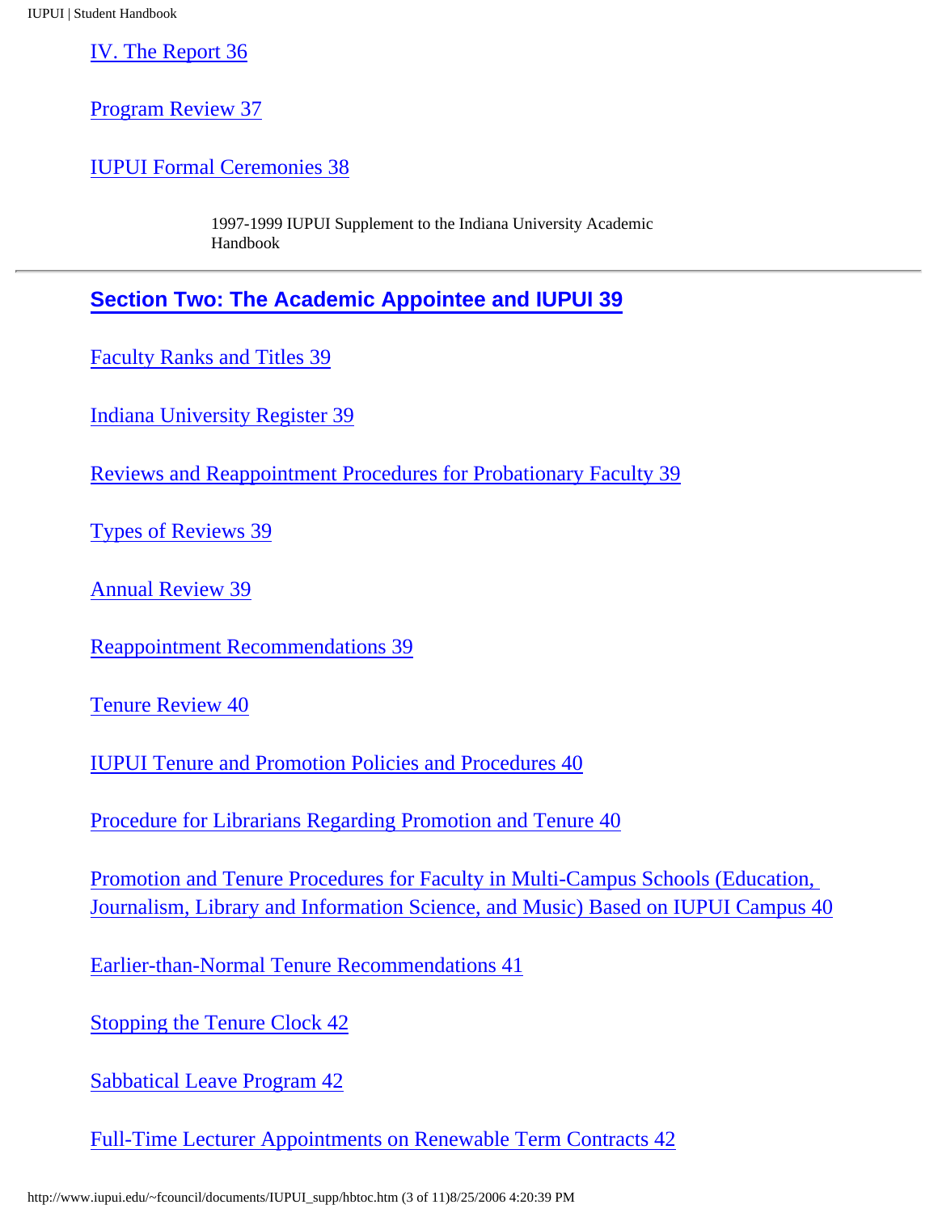IV. The Report 36

Program Review 37

IUPUI Formal Ceremonies 38

1997-1999 IUPUI Supplement to the Indiana University Academic Handbook

---

## Section Two: The Academic Appointee and IUPUI 39

Faculty Ranks and Titles 39

Indiana University Register 39

Reviews and Reappointment Procedures for Probationary Faculty 39

Types of Reviews 39

Annual Review 39

Reappointment Recommendations 39

Tenure Review 40

IUPUI Tenure and Promotion Policies and Procedures 40

Procedure for Librarians Regarding Promotion and Tenure 40

Promotion and Tenure Procedures for Faculty in Multi-Campus Schools (Education, Journalism, Library and Information Science, and Music) Based on IUPUI Campus 40

Earlier-than-Normal Tenure Recommendations 41

Stopping the Tenure Clock 42

Sabbatical Leave Program 42

Full-Time Lecturer Appointments on Renewable Term Contracts 42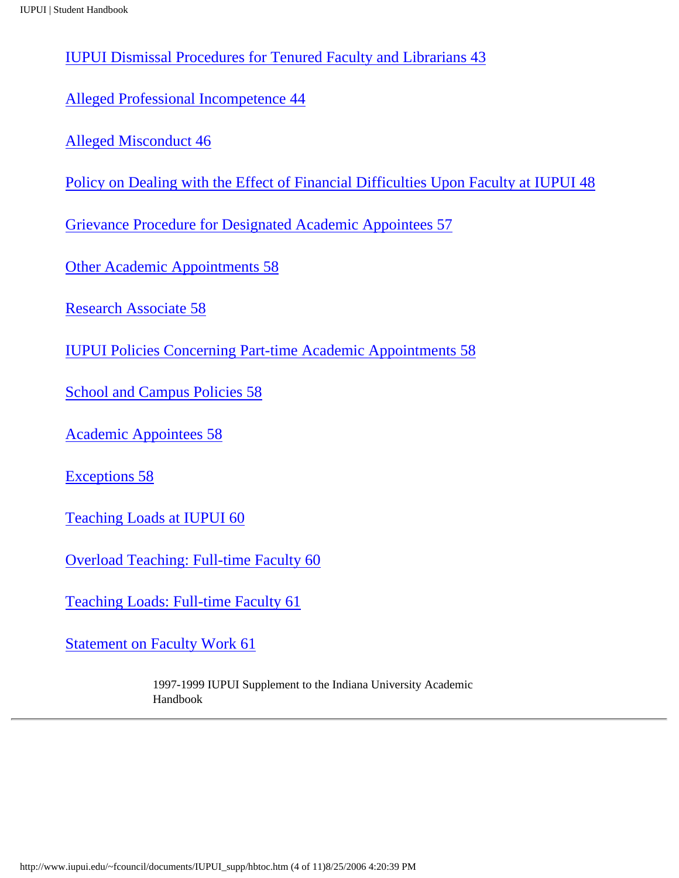IUPUI Dismissal Procedures for Tenured Faculty and Librarians 43

Alleged Professional Incompetence 44

Alleged Misconduct 46

Policy on Dealing with the Effect of Financial Difficulties Upon Faculty at IUPUI 48

Grievance Procedure for Designated Academic Appointees 57

Other Academic Appointments 58

Research Associate 58

IUPUI Policies Concerning Part-time Academic Appointments 58

School and Campus Policies 58

Academic Appointees 58

Exceptions 58

Teaching Loads at IUPUI 60

Overload Teaching: Full-time Faculty 60

Teaching Loads: Full-time Faculty 61

Statement on Faculty Work 61

1997-1999 IUPUI Supplement to the Indiana University Academic Handbook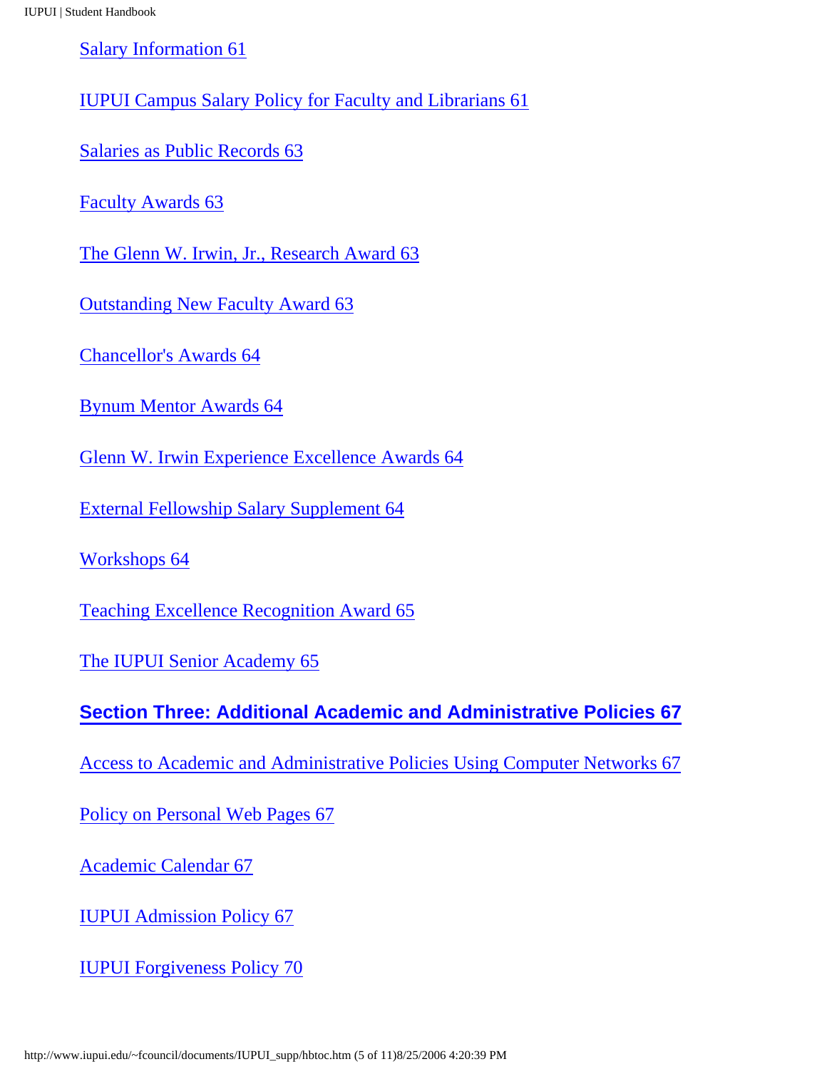[Salary Information 61]

[IUPUI Campus Salary Policy for Faculty and Librarians 61]

[Salaries as Public Records 63]

[Faculty Awards 63]

[The Glenn W. Irwin, Jr., Research Award 63]

[Outstanding New Faculty Award 63]

[Chancellor's Awards 64]

[Bynum Mentor Awards 64]

[Glenn W. Irwin Experience Excellence Awards 64]

[External Fellowship Salary Supplement 64]

[Workshops 64]

[Teaching Excellence Recognition Award 65]

[The IUPUI Senior Academy 65]

**[Section Three: Additional Academic and Administrative Policies 67]**

[Access to Academic and Administrative Policies Using Computer Networks 67]

[Policy on Personal Web Pages 67]

[Academic Calendar 67]

[IUPUI Admission Policy 67]

[IUPUI Forgiveness Policy 70]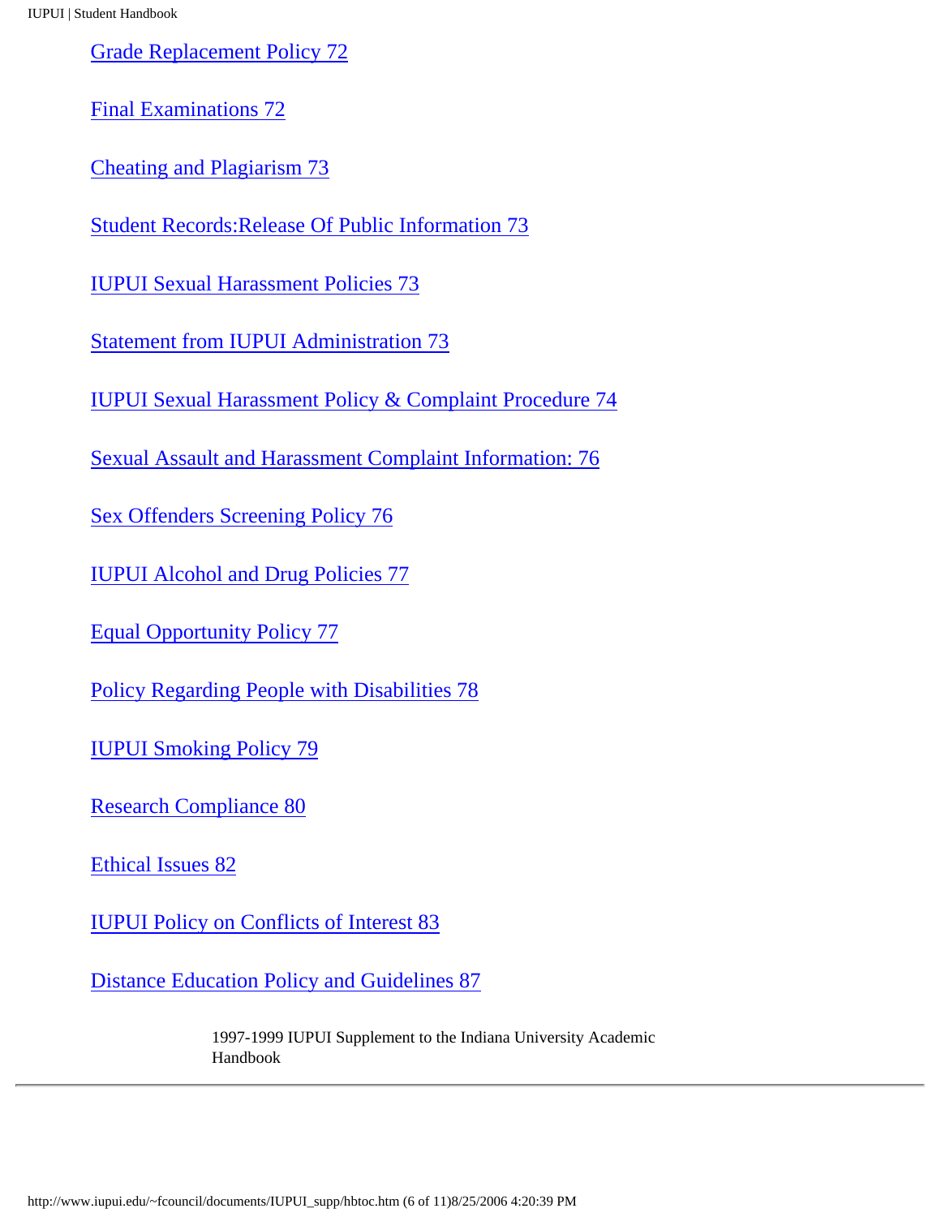Grade Replacement Policy 72

Final Examinations 72

Cheating and Plagiarism 73

Student Records:Release Of Public Information 73

IUPUI Sexual Harassment Policies 73

Statement from IUPUI Administration 73

IUPUI Sexual Harassment Policy & Complaint Procedure 74

Sexual Assault and Harassment Complaint Information: 76

Sex Offenders Screening Policy 76

IUPUI Alcohol and Drug Policies 77

Equal Opportunity Policy 77

Policy Regarding People with Disabilities 78

IUPUI Smoking Policy 79

Research Compliance 80

Ethical Issues 82

IUPUI Policy on Conflicts of Interest 83

Distance Education Policy and Guidelines 87

1997-1999 IUPUI Supplement to the Indiana University Academic Handbook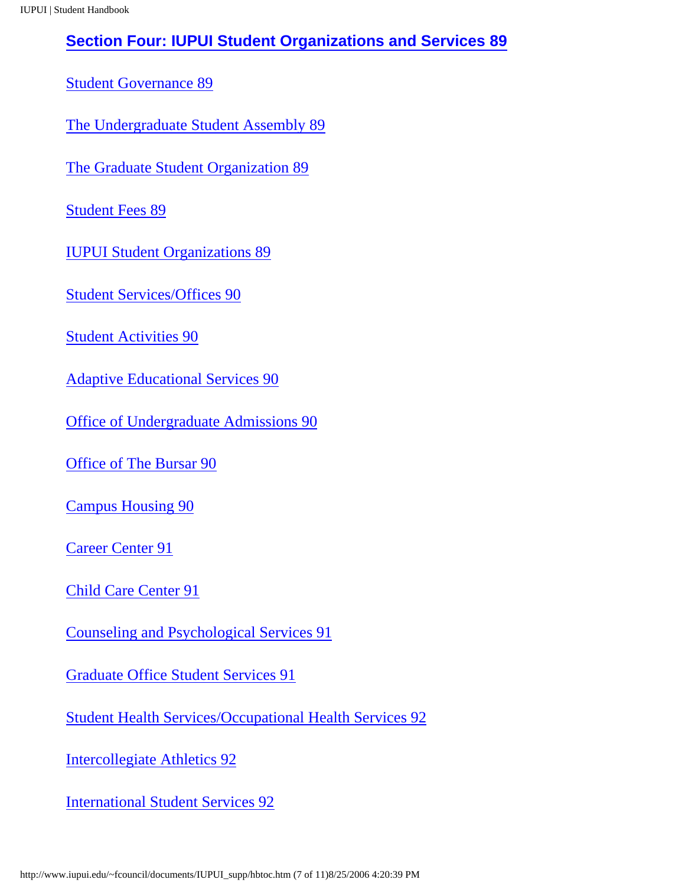## Section Four: IUPUI Student Organizations and Services 89

Student Governance 89

The Undergraduate Student Assembly 89

The Graduate Student Organization 89

Student Fees 89

IUPUI Student Organizations 89

Student Services/Offices 90

Student Activities 90

Adaptive Educational Services 90

Office of Undergraduate Admissions 90

Office of The Bursar 90

Campus Housing 90

Career Center 91

Child Care Center 91

Counseling and Psychological Services 91

Graduate Office Student Services 91

Student Health Services/Occupational Health Services 92

Intercollegiate Athletics 92

International Student Services 92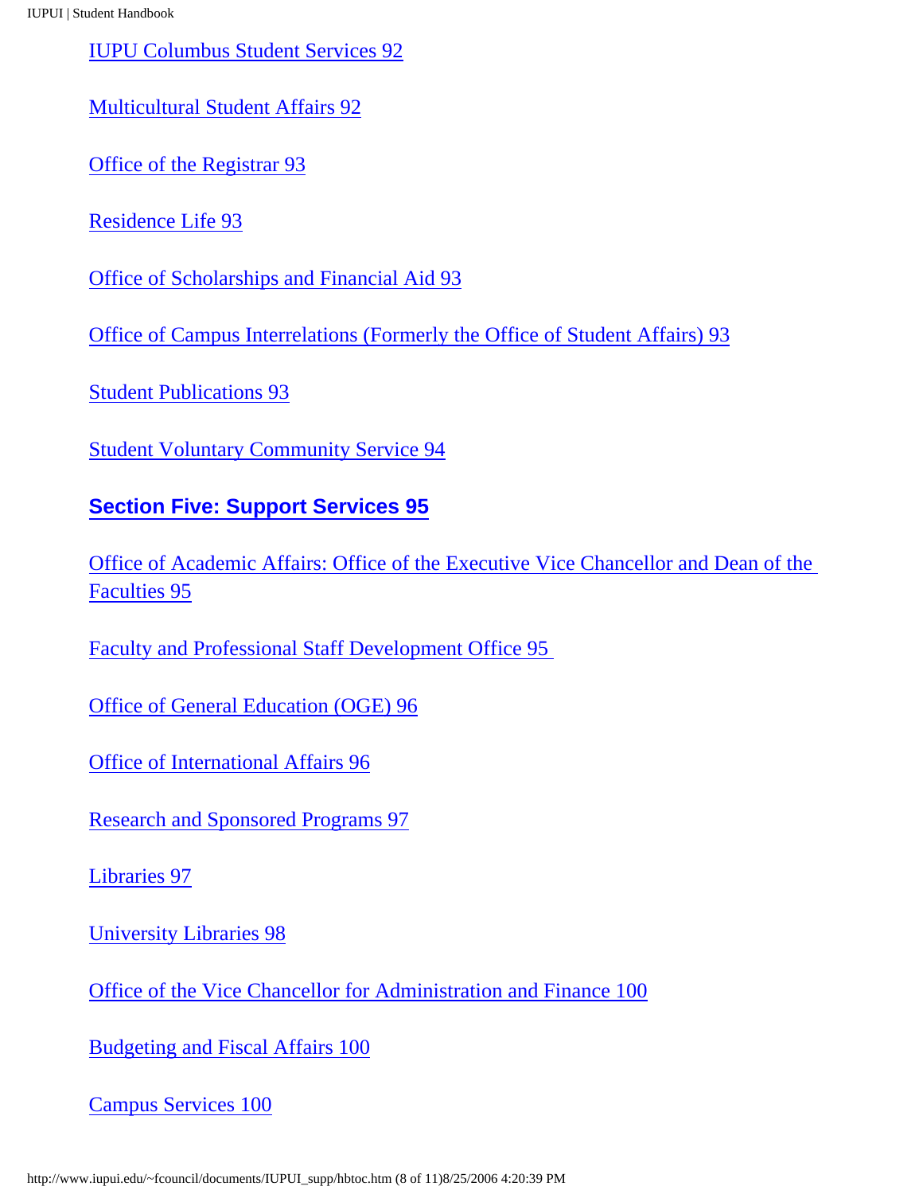IUPU Columbus Student Services 92

Multicultural Student Affairs 92

Office of the Registrar 93

Residence Life 93

Office of Scholarships and Financial Aid 93

Office of Campus Interrelations (Formerly the Office of Student Affairs) 93

Student Publications 93

Student Voluntary Community Service 94

**Section Five: Support Services 95**

Office of Academic Affairs: Office of the Executive Vice Chancellor and Dean of the Faculties 95

Faculty and Professional Staff Development Office 95

Office of General Education (OGE) 96

Office of International Affairs 96

Research and Sponsored Programs 97

Libraries 97

University Libraries 98

Office of the Vice Chancellor for Administration and Finance 100

Budgeting and Fiscal Affairs 100

Campus Services 100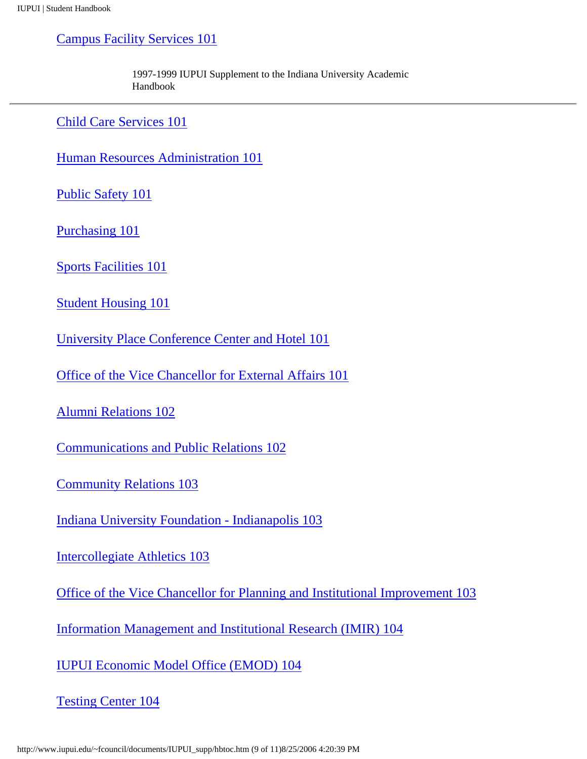Campus Facility Services 101

1997-1999 IUPUI Supplement to the Indiana University Academic Handbook

---

Child Care Services 101

Human Resources Administration 101

Public Safety 101

Purchasing 101

Sports Facilities 101

Student Housing 101

University Place Conference Center and Hotel 101

Office of the Vice Chancellor for External Affairs 101

Alumni Relations 102

Communications and Public Relations 102

Community Relations 103

Indiana University Foundation - Indianapolis 103

Intercollegiate Athletics 103

Office of the Vice Chancellor for Planning and Institutional Improvement 103

Information Management and Institutional Research (IMIR) 104

IUPUI Economic Model Office (EMOD) 104

Testing Center 104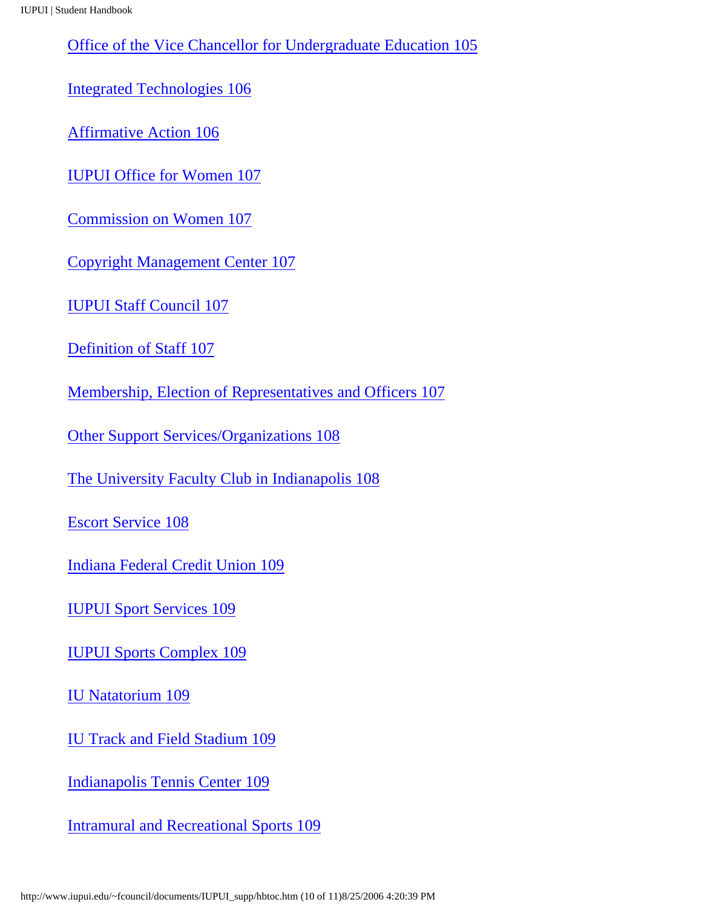Office of the Vice Chancellor for Undergraduate Education 105

Integrated Technologies 106

Affirmative Action 106

IUPUI Office for Women 107

Commission on Women 107

Copyright Management Center 107

IUPUI Staff Council 107

Definition of Staff 107

Membership, Election of Representatives and Officers 107

Other Support Services/Organizations 108

The University Faculty Club in Indianapolis 108

Escort Service 108

Indiana Federal Credit Union 109

IUPUI Sport Services 109

IUPUI Sports Complex 109

IU Natatorium 109

IU Track and Field Stadium 109

Indianapolis Tennis Center 109

Intramural and Recreational Sports 109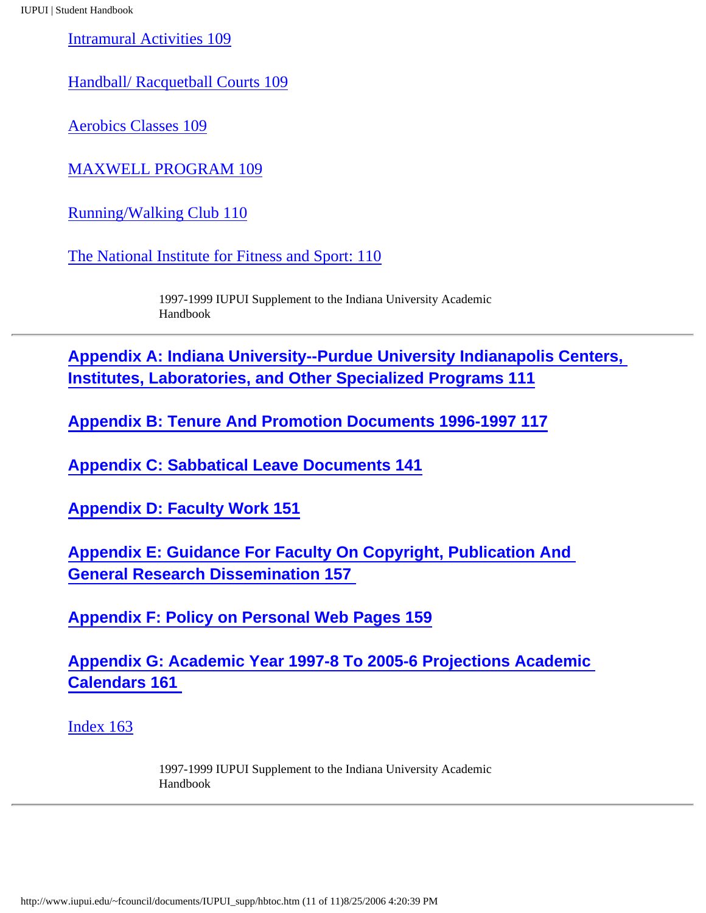Intramural Activities 109

Handball/ Racquetball Courts 109

Aerobics Classes 109

MAXWELL PROGRAM 109

Running/Walking Club 110

The National Institute for Fitness and Sport: 110

1997-1999 IUPUI Supplement to the Indiana University Academic Handbook

---

**Appendix A: Indiana University--Purdue University Indianapolis Centers, Institutes, Laboratories, and Other Specialized Programs 111**

**Appendix B: Tenure And Promotion Documents 1996-1997 117**

**Appendix C: Sabbatical Leave Documents 141**

**Appendix D: Faculty Work 151**

**Appendix E: Guidance For Faculty On Copyright, Publication And General Research Dissemination 157**

**Appendix F: Policy on Personal Web Pages 159**

**Appendix G: Academic Year 1997-8 To 2005-6 Projections Academic Calendars 161**

Index 163

1997-1999 IUPUI Supplement to the Indiana University Academic Handbook

---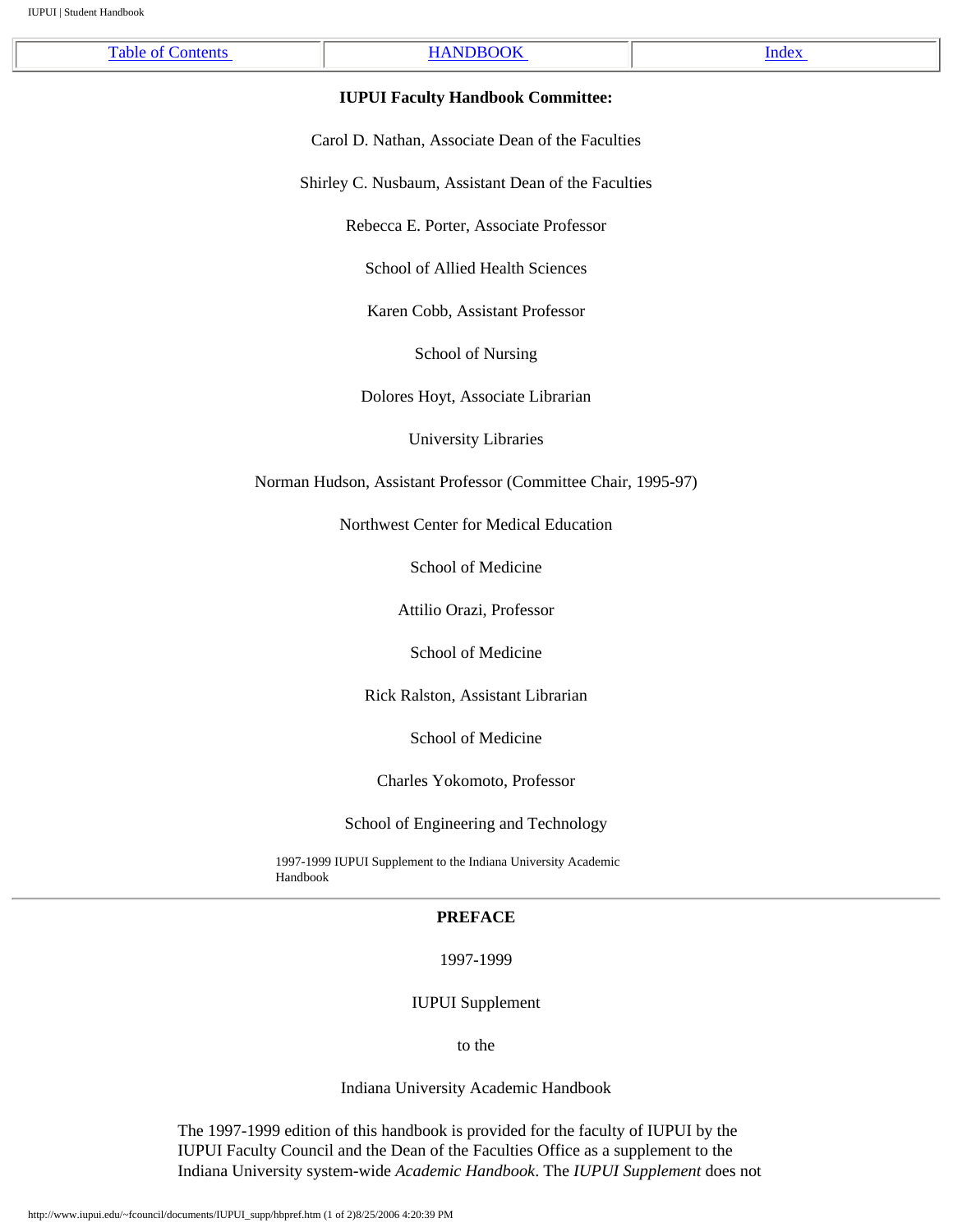| [Table of Contents](#) | [HANDBOOK](#) | [Index](#) |
| --- | --- | --- |

**IUPUI Faculty Handbook Committee:**

Carol D. Nathan, Associate Dean of the Faculties

Shirley C. Nusbaum, Assistant Dean of the Faculties

Rebecca E. Porter, Associate Professor

School of Allied Health Sciences

Karen Cobb, Assistant Professor

School of Nursing

Dolores Hoyt, Associate Librarian

University Libraries

Norman Hudson, Assistant Professor (Committee Chair, 1995-97)

Northwest Center for Medical Education

School of Medicine

Attilio Orazi, Professor

School of Medicine

Rick Ralston, Assistant Librarian

School of Medicine

Charles Yokomoto, Professor

School of Engineering and Technology

1997-1999 IUPUI Supplement to the Indiana University Academic Handbook

---

**PREFACE**

1997-1999

IUPUI Supplement

to the

Indiana University Academic Handbook

The 1997-1999 edition of this handbook is provided for the faculty of IUPUI by the IUPUI Faculty Council and the Dean of the Faculties Office as a supplement to the Indiana University system-wide *Academic Handbook*. The *IUPUI Supplement* does not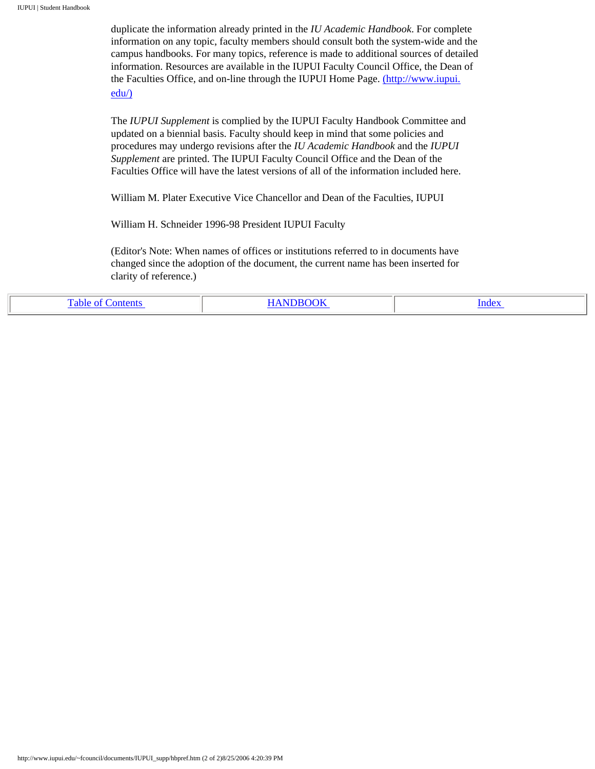duplicate the information already printed in the *IU Academic Handbook*. For complete information on any topic, faculty members should consult both the system-wide and the campus handbooks. For many topics, reference is made to additional sources of detailed information. Resources are available in the IUPUI Faculty Council Office, the Dean of the Faculties Office, and on-line through the IUPUI Home Page. [(http://www.iupui.edu/)](http://www.iupui.edu/)

The *IUPUI Supplement* is complied by the IUPUI Faculty Handbook Committee and updated on a biennial basis. Faculty should keep in mind that some policies and procedures may undergo revisions after the *IU Academic Handbook* and the *IUPUI Supplement* are printed. The IUPUI Faculty Council Office and the Dean of the Faculties Office will have the latest versions of all of the information included here.

William M. Plater Executive Vice Chancellor and Dean of the Faculties, IUPUI

William H. Schneider 1996-98 President IUPUI Faculty

(Editor's Note: When names of offices or institutions referred to in documents have changed since the adoption of the document, the current name has been inserted for clarity of reference.)

| Table of Contents | HANDBOOK | Index |
|---|---|---|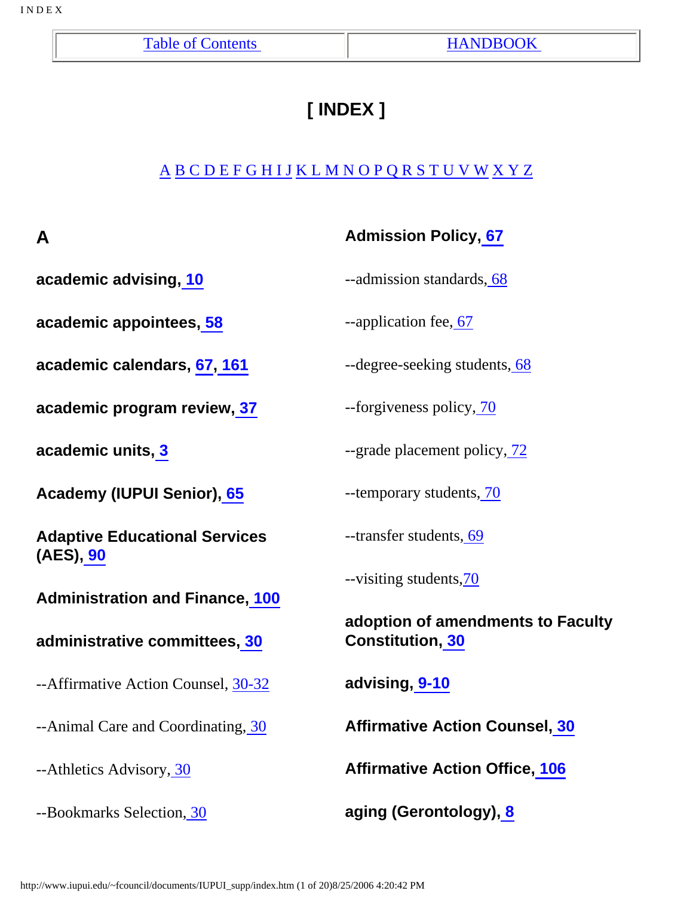| Table of Contents | HANDBOOK |
|---|---|

# [ INDEX ]

A B C D E F G H I J K L M N O P Q R S T U V W X Y Z

## A

**academic advising, 10**

**academic appointees, 58**

**academic calendars, 67, 161**

**academic program review, 37**

**academic units, 3**

**Academy (IUPUI Senior), 65**

**Adaptive Educational Services (AES), 90**

**Administration and Finance, 100**

**administrative committees, 30**

--Affirmative Action Counsel, 30-32

--Animal Care and Coordinating, 30

--Athletics Advisory, 30

--Bookmarks Selection, 30

**Admission Policy, 67**

--admission standards, 68

--application fee, 67

--degree-seeking students, 68

--forgiveness policy, 70

--grade placement policy, 72

--temporary students, 70

--transfer students, 69

--visiting students,70

**adoption of amendments to Faculty Constitution, 30**

**advising, 9-10**

**Affirmative Action Counsel, 30**

**Affirmative Action Office, 106**

**aging (Gerontology), 8**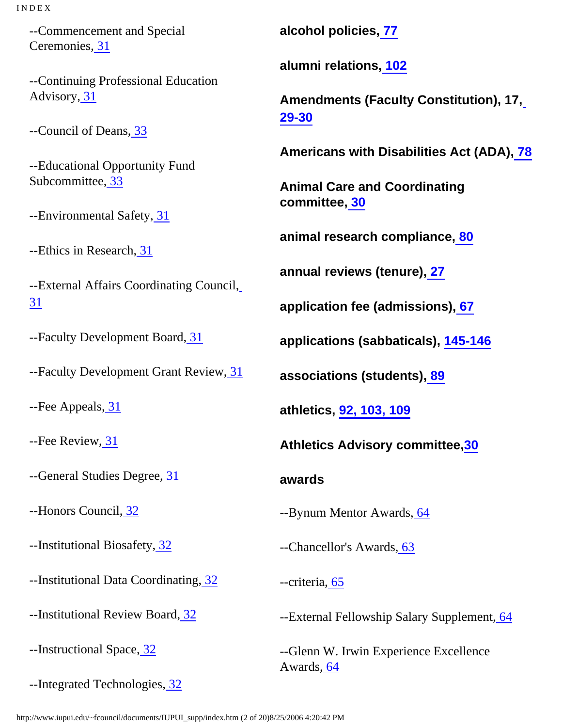--Commencement and Special Ceremonies, 31

--Continuing Professional Education Advisory, 31

--Council of Deans, 33

--Educational Opportunity Fund Subcommittee, 33

--Environmental Safety, 31

--Ethics in Research, 31

--External Affairs Coordinating Council, 31

--Faculty Development Board, 31

--Faculty Development Grant Review, 31

--Fee Appeals, 31

--Fee Review, 31

--General Studies Degree, 31

--Honors Council, 32

--Institutional Biosafety, 32

--Institutional Data Coordinating, 32

--Institutional Review Board, 32

--Instructional Space, 32

--Integrated Technologies, 32

**alcohol policies, 77**

**alumni relations, 102**

**Amendments (Faculty Constitution), 17, 29-30**

**Americans with Disabilities Act (ADA), 78**

**Animal Care and Coordinating committee, 30**

**animal research compliance, 80**

**annual reviews (tenure), 27**

**application fee (admissions), 67**

**applications (sabbaticals), 145-146**

**associations (students), 89**

**athletics, 92, 103, 109**

**Athletics Advisory committee,30**

**awards**

--Bynum Mentor Awards, 64

--Chancellor's Awards, 63

--criteria, 65

--External Fellowship Salary Supplement, 64

--Glenn W. Irwin Experience Excellence Awards, 64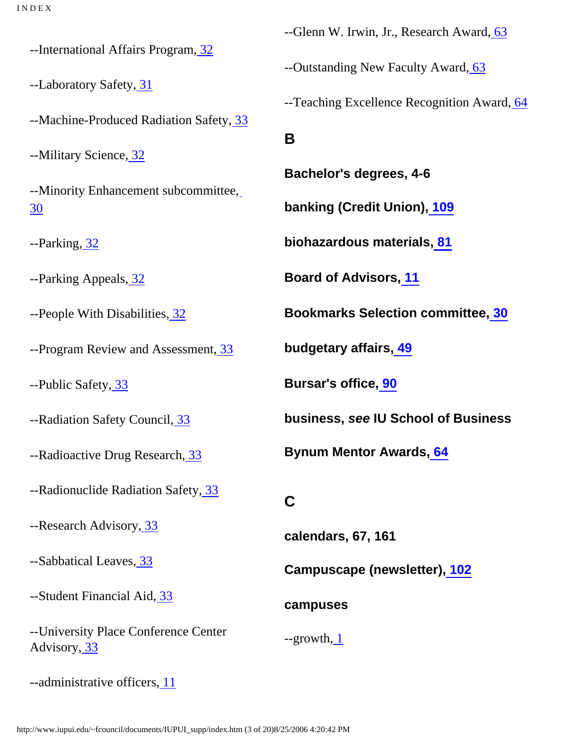--International Affairs Program, 32

--Laboratory Safety, 31

--Machine-Produced Radiation Safety, 33

--Military Science, 32

--Minority Enhancement subcommittee, 30

--Parking, 32

--Parking Appeals, 32

--People With Disabilities, 32

--Program Review and Assessment, 33

--Public Safety, 33

--Radiation Safety Council, 33

--Radioactive Drug Research, 33

--Radionuclide Radiation Safety, 33

--Research Advisory, 33

--Sabbatical Leaves, 33

--Student Financial Aid, 33

--University Place Conference Center Advisory, 33

--administrative officers, 11

--Glenn W. Irwin, Jr., Research Award, 63

--Outstanding New Faculty Award, 63

--Teaching Excellence Recognition Award, 64

## B

**Bachelor's degrees, 4-6**

**banking (Credit Union), 109**

**biohazardous materials, 81**

**Board of Advisors, 11**

**Bookmarks Selection committee, 30**

**budgetary affairs, 49**

**Bursar's office, 90**

**business, *see* IU School of Business**

**Bynum Mentor Awards, 64**

## C

**calendars, 67, 161**

**Campuscape (newsletter), 102**

**campuses**

--growth, 1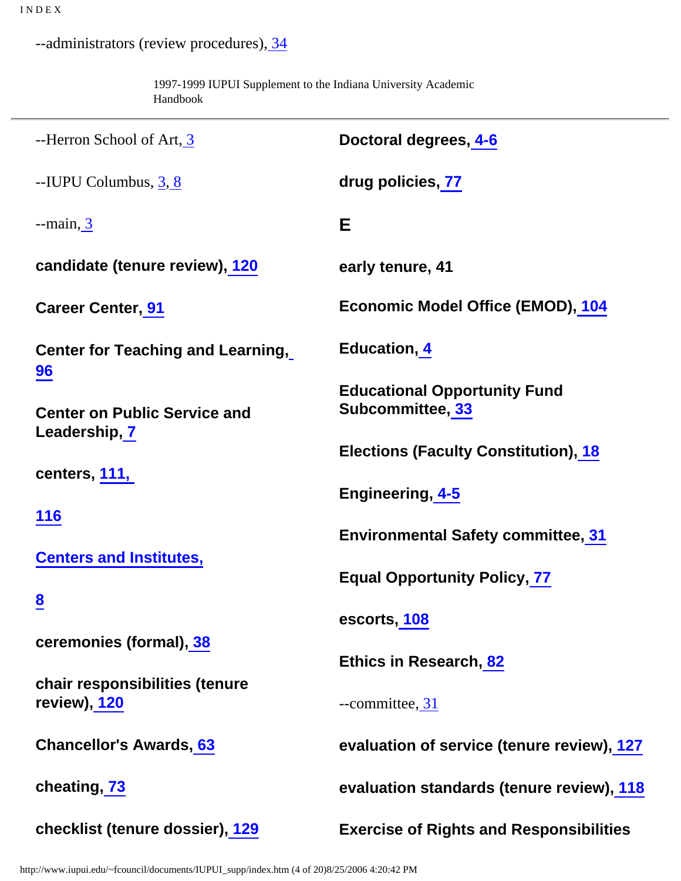--administrators (review procedures), 34

1997-1999 IUPUI Supplement to the Indiana University Academic Handbook

--Herron School of Art, 3

--IUPU Columbus, 3, 8

--main, 3

**candidate (tenure review), 120**

**Career Center, 91**

**Center for Teaching and Learning, 96**

**Center on Public Service and Leadership, 7**

**centers, 111, 116**

**Centers and Institutes, 8**

**ceremonies (formal), 38**

**chair responsibilities (tenure review), 120**

**Chancellor's Awards, 63**

**cheating, 73**

**checklist (tenure dossier), 129**

**Doctoral degrees, 4-6**

**drug policies, 77**

## E

**early tenure, 41**

**Economic Model Office (EMOD), 104**

**Education, 4**

**Educational Opportunity Fund Subcommittee, 33**

**Elections (Faculty Constitution), 18**

**Engineering, 4-5**

**Environmental Safety committee, 31**

**Equal Opportunity Policy, 77**

**escorts, 108**

**Ethics in Research, 82**

--committee, 31

**evaluation of service (tenure review), 127**

**evaluation standards (tenure review), 118**

**Exercise of Rights and Responsibilities**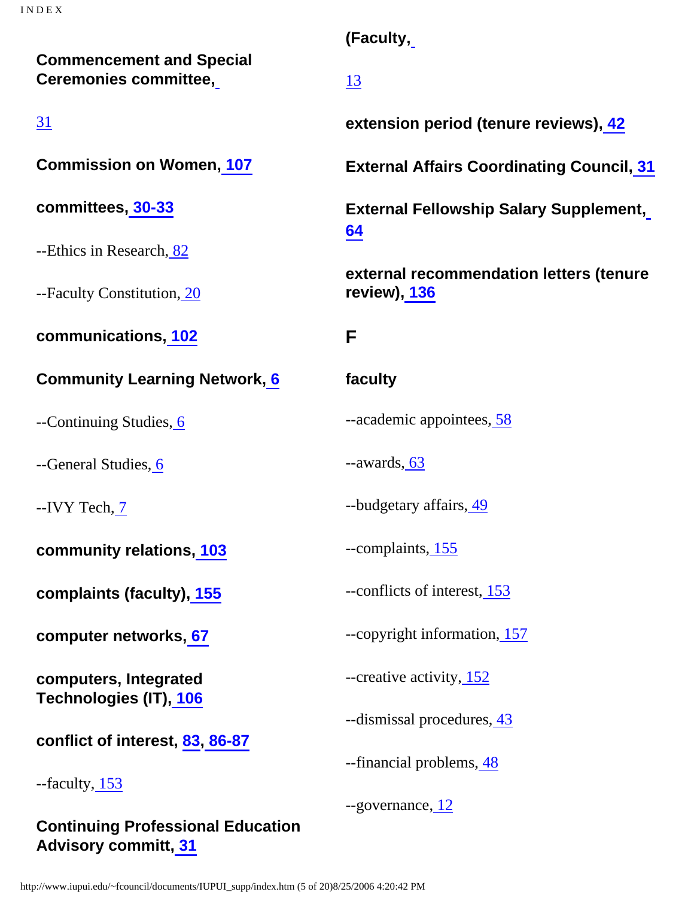**Commencement and Special Ceremonies committee,**

31

**Commission on Women, 107**

**committees, 30-33**

--Ethics in Research, 82

--Faculty Constitution, 20

**communications, 102**

**Community Learning Network, 6**

--Continuing Studies, 6

--General Studies, 6

--IVY Tech, 7

**community relations, 103**

**complaints (faculty), 155**

**computer networks, 67**

**computers, Integrated Technologies (IT), 106**

**conflict of interest, 83, 86-87**

--faculty, 153

**Continuing Professional Education Advisory committ, 31**

**(Faculty,**

13

**extension period (tenure reviews), 42**

**External Affairs Coordinating Council, 31**

**External Fellowship Salary Supplement, 64**

**external recommendation letters (tenure review), 136**

## F

**faculty**

--academic appointees, 58

--awards, 63

--budgetary affairs, 49

--complaints, 155

--conflicts of interest, 153

--copyright information, 157

--creative activity, 152

--dismissal procedures, 43

--financial problems, 48

--governance, 12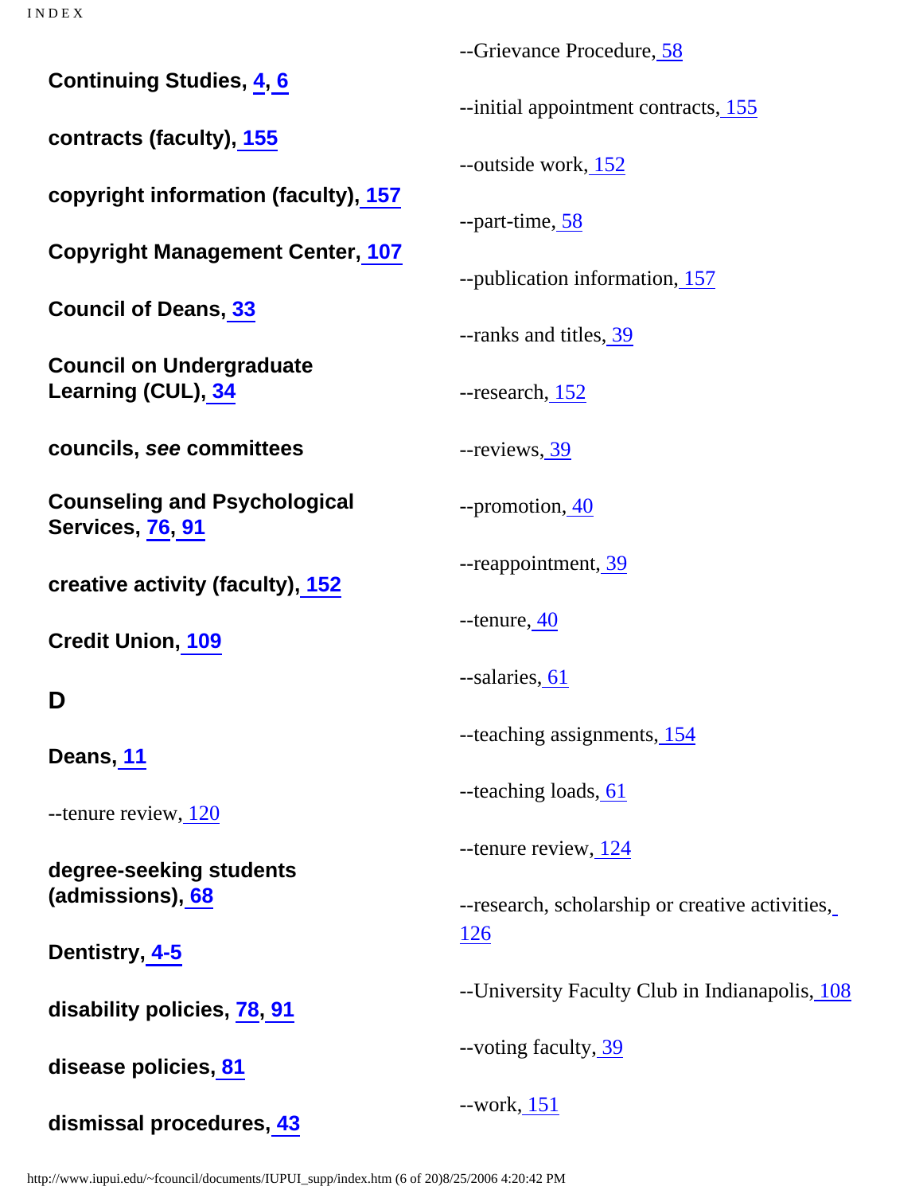**Continuing Studies, 4, 6**

**contracts (faculty), 155**

**copyright information (faculty), 157**

**Copyright Management Center, 107**

**Council of Deans, 33**

**Council on Undergraduate Learning (CUL), 34**

**councils, *see* committees**

**Counseling and Psychological Services, 76, 91**

**creative activity (faculty), 152**

**Credit Union, 109**

## D

**Deans, 11**

--tenure review, 120

**degree-seeking students (admissions), 68**

**Dentistry, 4-5**

**disability policies, 78, 91**

**disease policies, 81**

**dismissal procedures, 43**

--Grievance Procedure, 58

--initial appointment contracts, 155

--outside work, 152

--part-time, 58

--publication information, 157

--ranks and titles, 39

--research, 152

--reviews, 39

--promotion, 40

--reappointment, 39

--tenure, 40

--salaries, 61

--teaching assignments, 154

--teaching loads, 61

--tenure review, 124

--research, scholarship or creative activities, 126

--University Faculty Club in Indianapolis, 108

--voting faculty, 39

--work, 151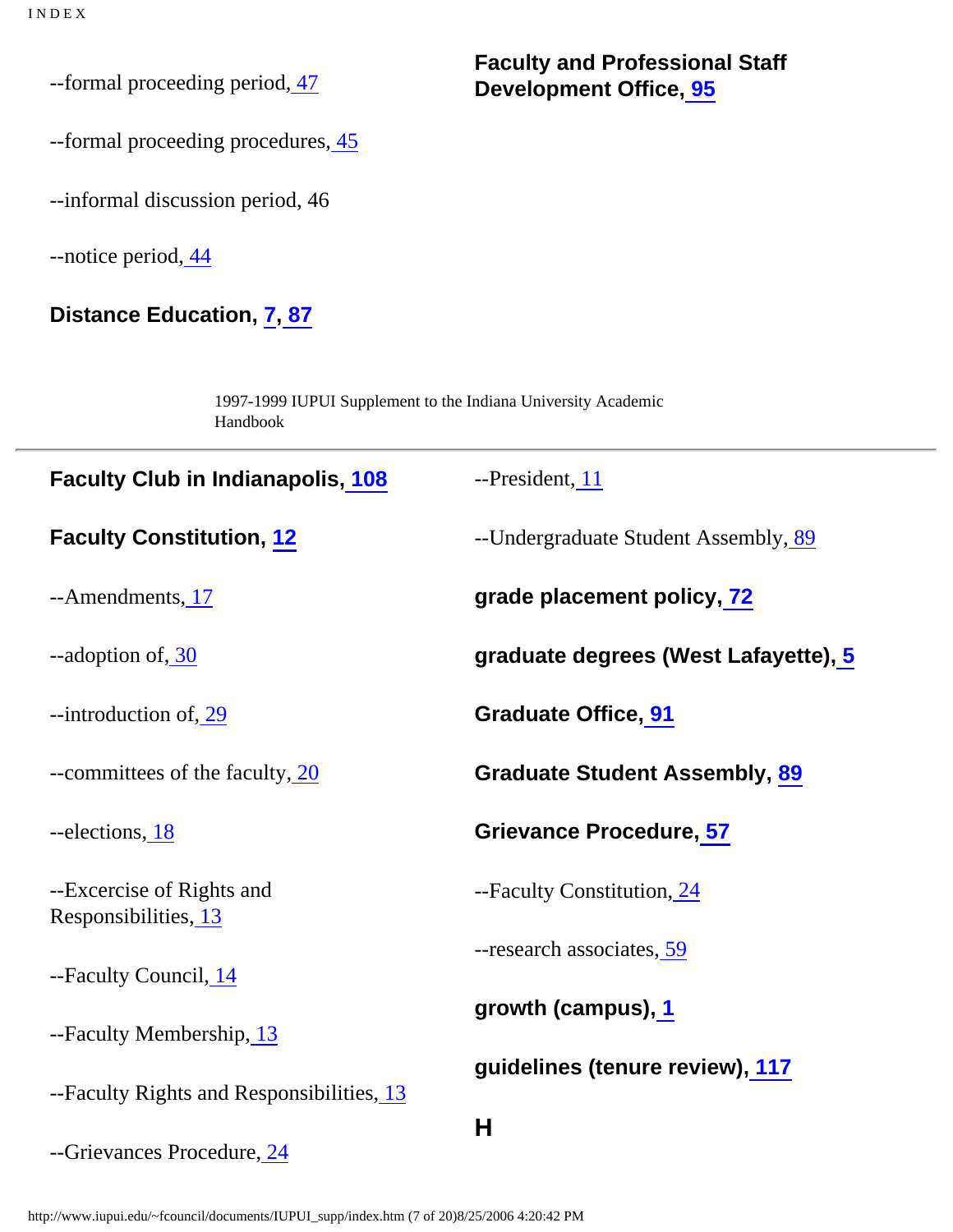--formal proceeding period, 47

--formal proceeding procedures, 45

--informal discussion period, 46

--notice period, 44

**Distance Education, 7, 87**

**Faculty and Professional Staff Development Office, 95**

1997-1999 IUPUI Supplement to the Indiana University Academic Handbook

---

**Faculty Club in Indianapolis, 108**

**Faculty Constitution, 12**

--Amendments, 17

--adoption of, 30

--introduction of, 29

--committees of the faculty, 20

--elections, 18

--Excercise of Rights and Responsibilities, 13

--Faculty Council, 14

--Faculty Membership, 13

--Faculty Rights and Responsibilities, 13

--Grievances Procedure, 24

--President, 11

--Undergraduate Student Assembly, 89

**grade placement policy, 72**

**graduate degrees (West Lafayette), 5**

**Graduate Office, 91**

**Graduate Student Assembly, 89**

**Grievance Procedure, 57**

--Faculty Constitution, 24

--research associates, 59

**growth (campus), 1**

**guidelines (tenure review), 117**

## H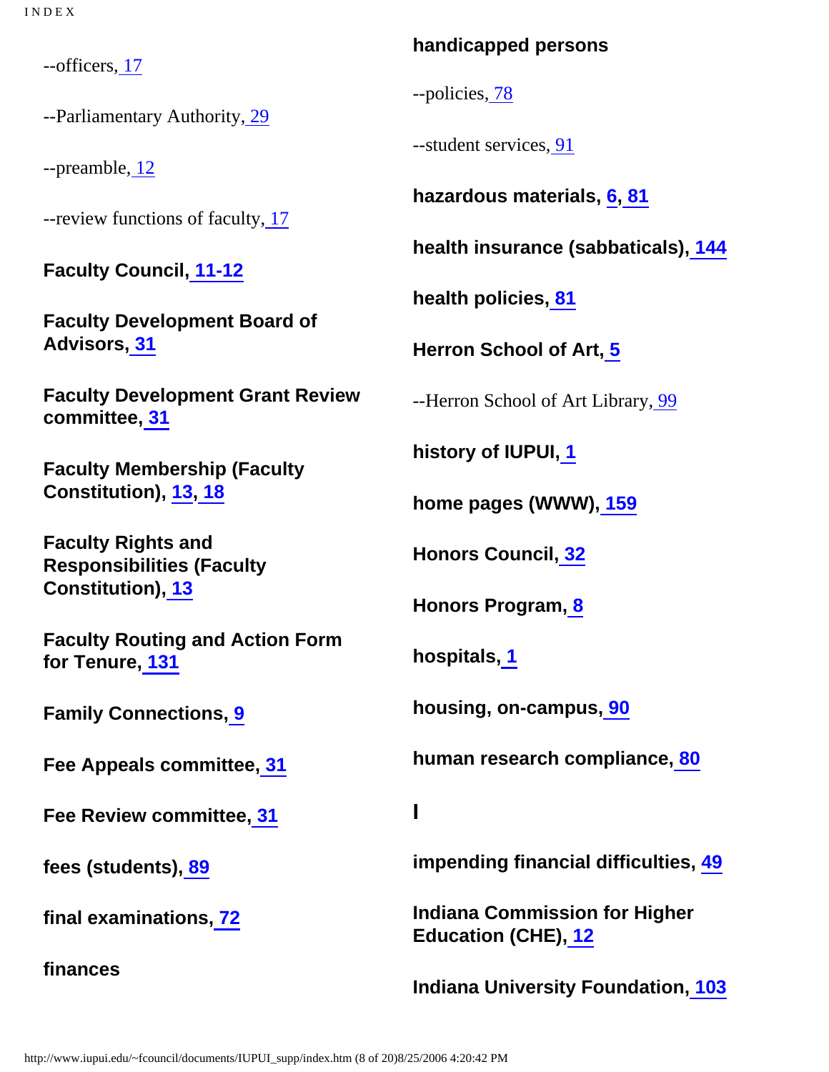--officers, 17

--Parliamentary Authority, 29

--preamble, 12

--review functions of faculty, 17

**Faculty Council, 11-12**

**Faculty Development Board of Advisors, 31**

**Faculty Development Grant Review committee, 31**

**Faculty Membership (Faculty Constitution), 13, 18**

**Faculty Rights and Responsibilities (Faculty Constitution), 13**

**Faculty Routing and Action Form for Tenure, 131**

**Family Connections, 9**

**Fee Appeals committee, 31**

**Fee Review committee, 31**

**fees (students), 89**

**final examinations, 72**

**finances**

**handicapped persons**

--policies, 78

--student services, 91

**hazardous materials, 6, 81**

**health insurance (sabbaticals), 144**

**health policies, 81**

**Herron School of Art, 5**

--Herron School of Art Library, 99

**history of IUPUI, 1**

**home pages (WWW), 159**

**Honors Council, 32**

**Honors Program, 8**

**hospitals, 1**

**housing, on-campus, 90**

**human research compliance, 80**

## I

**impending financial difficulties, 49**

**Indiana Commission for Higher Education (CHE), 12**

**Indiana University Foundation, 103**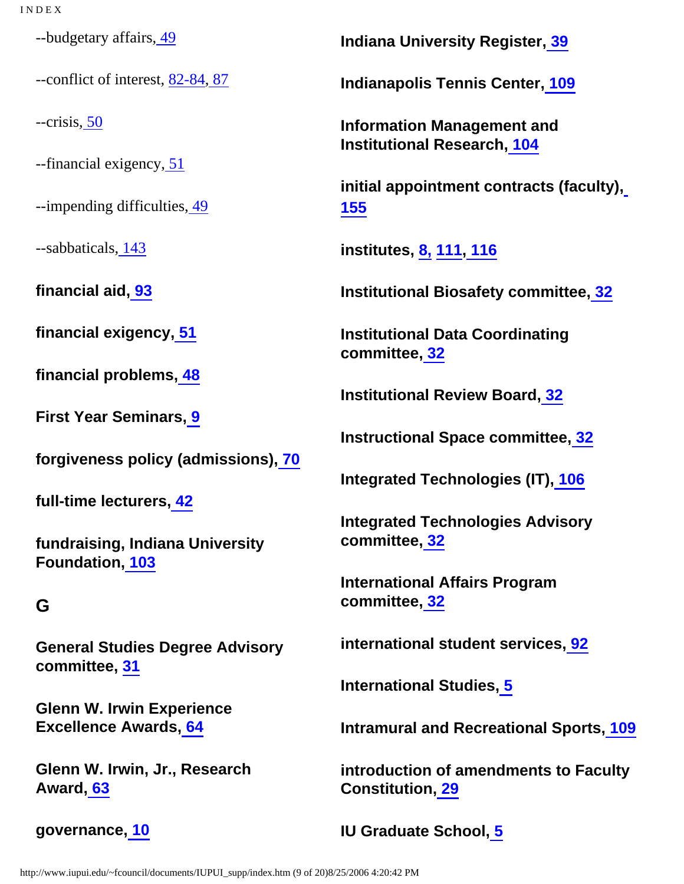--budgetary affairs, 49

--conflict of interest, 82-84, 87

--crisis, 50

--financial exigency, 51

--impending difficulties, 49

--sabbaticals, 143

**financial aid, 93**

**financial exigency, 51**

**financial problems, 48**

**First Year Seminars, 9**

**forgiveness policy (admissions), 70**

**full-time lecturers, 42**

**fundraising, Indiana University Foundation, 103**

## G

**General Studies Degree Advisory committee, 31**

**Glenn W. Irwin Experience Excellence Awards, 64**

**Glenn W. Irwin, Jr., Research Award, 63**

**governance, 10**

**Indiana University Register, 39**

**Indianapolis Tennis Center, 109**

**Information Management and Institutional Research, 104**

**initial appointment contracts (faculty), 155**

**institutes, 8, 111, 116**

**Institutional Biosafety committee, 32**

**Institutional Data Coordinating committee, 32**

**Institutional Review Board, 32**

**Instructional Space committee, 32**

**Integrated Technologies (IT), 106**

**Integrated Technologies Advisory committee, 32**

**International Affairs Program committee, 32**

**international student services, 92**

**International Studies, 5**

**Intramural and Recreational Sports, 109**

**introduction of amendments to Faculty Constitution, 29**

**IU Graduate School, 5**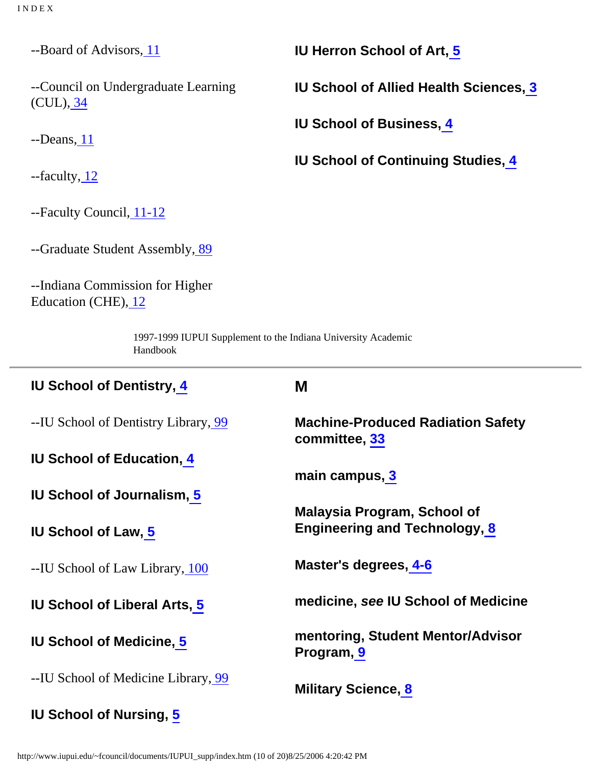--Board of Advisors, 11

--Council on Undergraduate Learning (CUL), 34

--Deans, 11

--faculty, 12

--Faculty Council, 11-12

--Graduate Student Assembly, 89

--Indiana Commission for Higher Education (CHE), 12

**IU Herron School of Art, 5**

**IU School of Allied Health Sciences, 3**

**IU School of Business, 4**

**IU School of Continuing Studies, 4**

1997-1999 IUPUI Supplement to the Indiana University Academic Handbook

---

**IU School of Dentistry, 4**

--IU School of Dentistry Library, 99

**IU School of Education, 4**

**IU School of Journalism, 5**

**IU School of Law, 5**

--IU School of Law Library, 100

**IU School of Liberal Arts, 5**

**IU School of Medicine, 5**

--IU School of Medicine Library, 99

**IU School of Nursing, 5**

## M

**Machine-Produced Radiation Safety committee, 33**

**main campus, 3**

**Malaysia Program, School of Engineering and Technology, 8**

**Master's degrees, 4-6**

**medicine, *see* IU School of Medicine**

**mentoring, Student Mentor/Advisor Program, 9**

**Military Science, 8**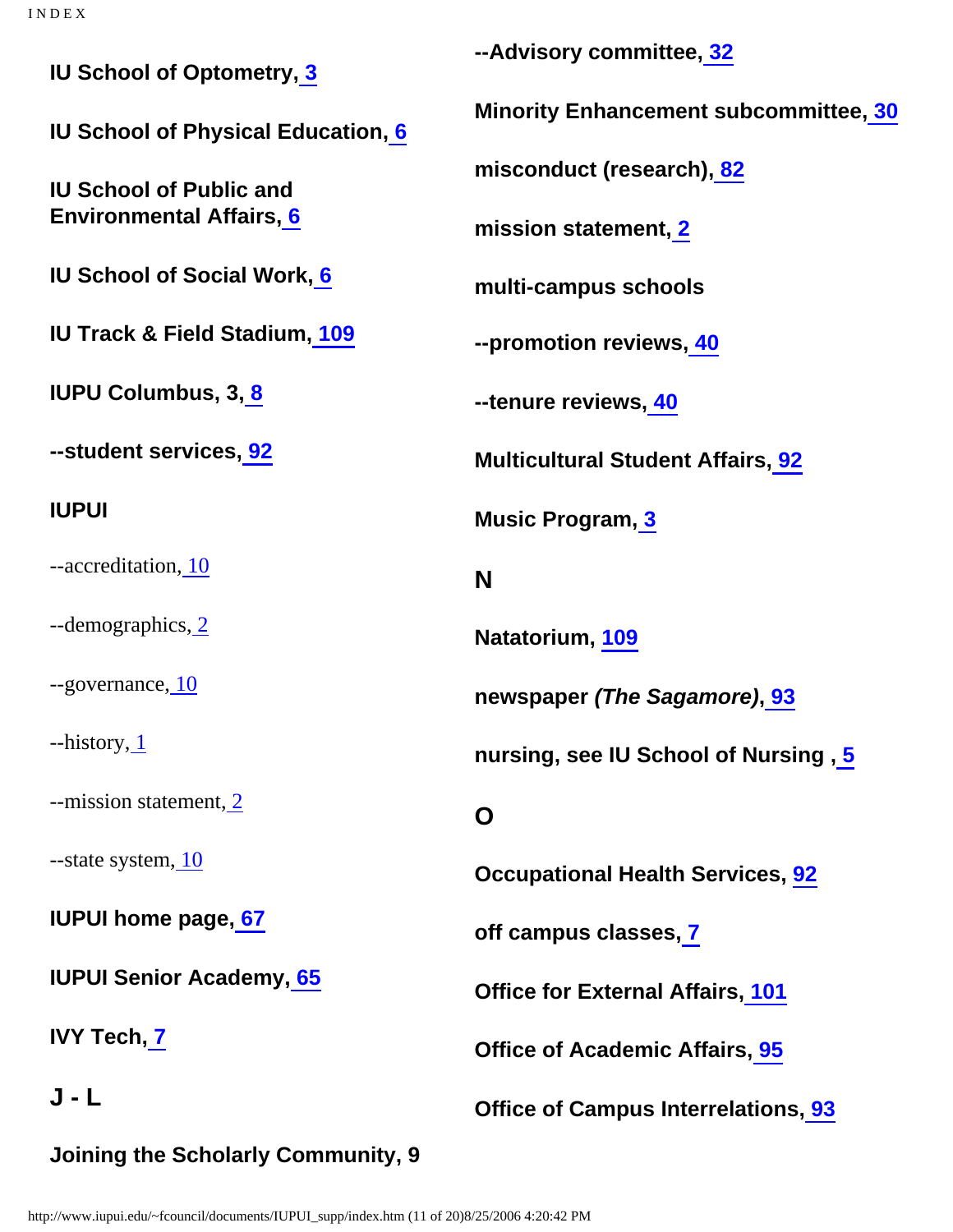**IU School of Optometry, 3**

**IU School of Physical Education, 6**

**IU School of Public and Environmental Affairs, 6**

**IU School of Social Work, 6**

**IU Track & Field Stadium, 109**

**IUPU Columbus, 3, 8**

**--student services, 92**

**IUPUI**

--accreditation, 10

--demographics, 2

--governance, 10

--history, 1

--mission statement, 2

--state system, 10

**IUPUI home page, 67**

**IUPUI Senior Academy, 65**

**IVY Tech, 7**

## J - L

**Joining the Scholarly Community, 9**

**--Advisory committee, 32**

**Minority Enhancement subcommittee, 30**

**misconduct (research), 82**

**mission statement, 2**

**multi-campus schools**

**--promotion reviews, 40**

**--tenure reviews, 40**

**Multicultural Student Affairs, 92**

**Music Program, 3**

## N

**Natatorium, 109**

**newspaper *(The Sagamore)*, 93**

**nursing, see IU School of Nursing , 5**

## O

**Occupational Health Services, 92**

**off campus classes, 7**

**Office for External Affairs, 101**

**Office of Academic Affairs, 95**

**Office of Campus Interrelations, 93**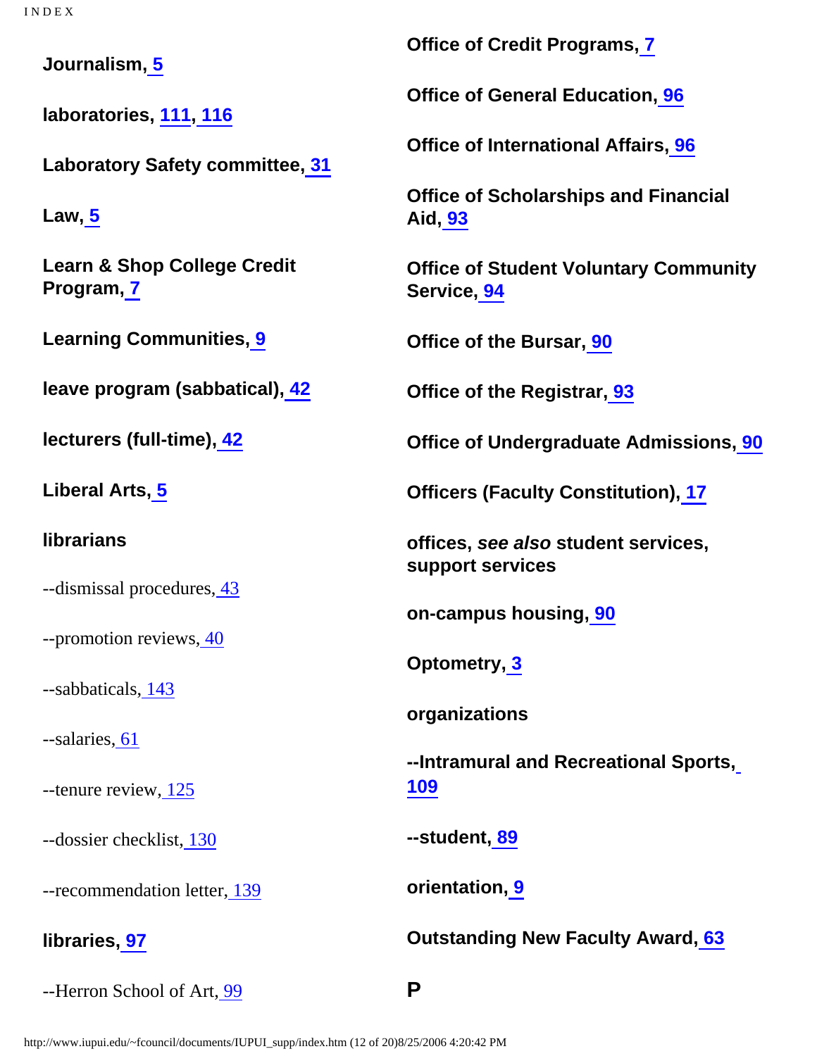**Journalism, 5**

**laboratories, 111, 116**

**Laboratory Safety committee, 31**

**Law, 5**

**Learn & Shop College Credit Program, 7**

**Learning Communities, 9**

**leave program (sabbatical), 42**

**lecturers (full-time), 42**

**Liberal Arts, 5**

**librarians**

--dismissal procedures, 43

--promotion reviews, 40

--sabbaticals, 143

--salaries, 61

--tenure review, 125

--dossier checklist, 130

--recommendation letter, 139

**libraries, 97**

--Herron School of Art, 99

**Office of Credit Programs, 7**

**Office of General Education, 96**

**Office of International Affairs, 96**

**Office of Scholarships and Financial Aid, 93**

**Office of Student Voluntary Community Service, 94**

**Office of the Bursar, 90**

**Office of the Registrar, 93**

**Office of Undergraduate Admissions, 90**

**Officers (Faculty Constitution), 17**

**offices, *see also* student services, support services**

**on-campus housing, 90**

**Optometry, 3**

**organizations**

**--Intramural and Recreational Sports, 109**

**--student, 89**

**orientation, 9**

**Outstanding New Faculty Award, 63**

**P**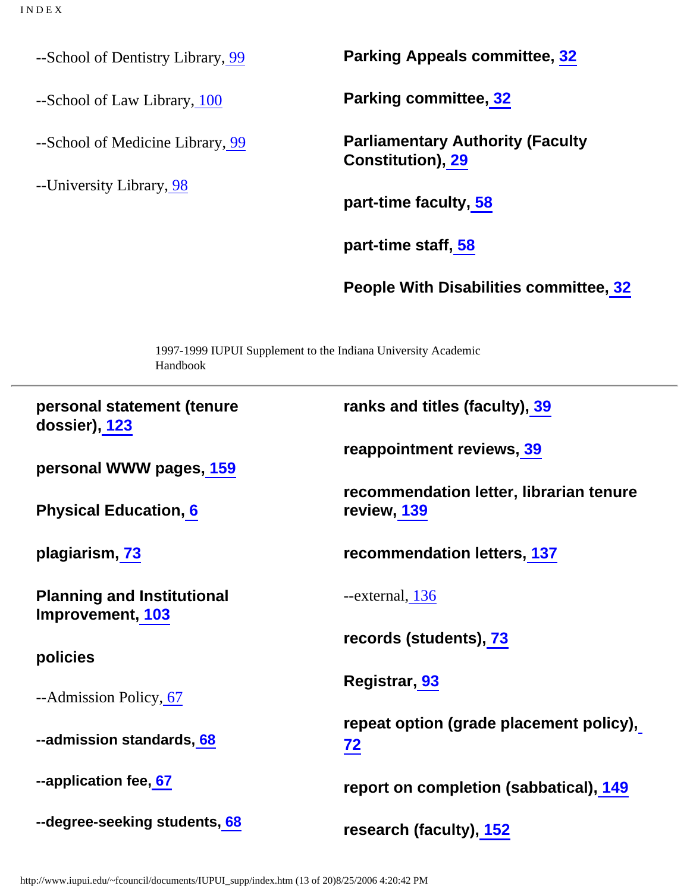--School of Dentistry Library, 99

--School of Law Library, 100

--School of Medicine Library, 99

--University Library, 98

**Parking Appeals committee, 32**

**Parking committee, 32**

**Parliamentary Authority (Faculty Constitution), 29**

**part-time faculty, 58**

**part-time staff, 58**

**People With Disabilities committee, 32**

1997-1999 IUPUI Supplement to the Indiana University Academic Handbook

---

**personal statement (tenure dossier), 123**

**personal WWW pages, 159**

**Physical Education, 6**

**plagiarism, 73**

**Planning and Institutional Improvement, 103**

**policies**

--Admission Policy, 67

**--admission standards, 68**

**--application fee, 67**

**--degree-seeking students, 68**

**ranks and titles (faculty), 39**

**reappointment reviews, 39**

**recommendation letter, librarian tenure review, 139**

**recommendation letters, 137**

--external, 136

**records (students), 73**

**Registrar, 93**

**repeat option (grade placement policy), 72**

**report on completion (sabbatical), 149**

**research (faculty), 152**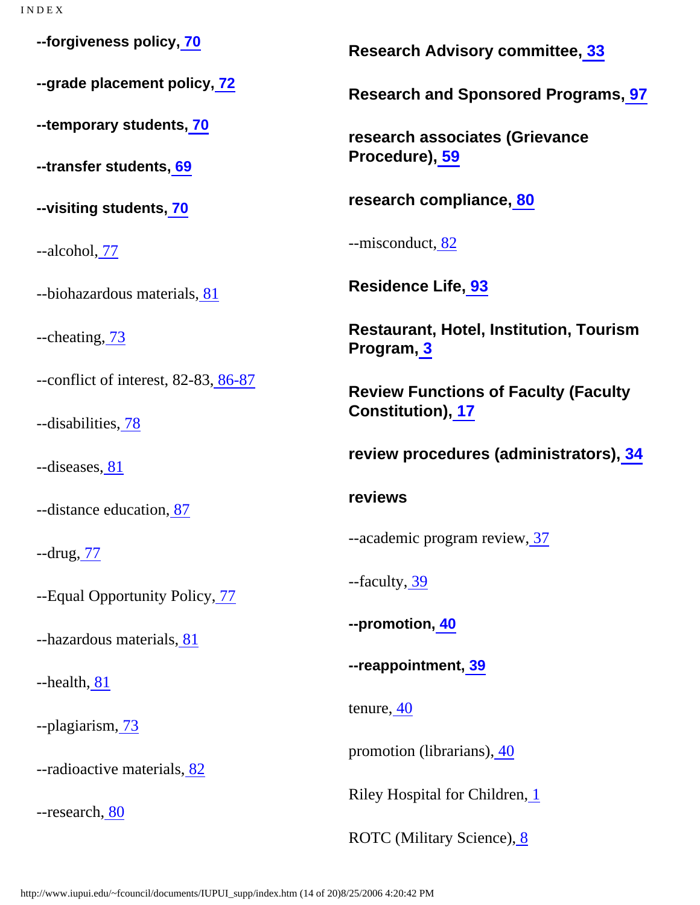**--forgiveness policy, 70**

**--grade placement policy, 72**

**--temporary students, 70**

**--transfer students, 69**

**--visiting students, 70**

--alcohol, 77

--biohazardous materials, 81

--cheating, 73

--conflict of interest, 82-83, 86-87

--disabilities, 78

--diseases, 81

--distance education, 87

--drug, 77

--Equal Opportunity Policy, 77

--hazardous materials, 81

--health, 81

--plagiarism, 73

--radioactive materials, 82

--research, 80

**Research Advisory committee, 33**

**Research and Sponsored Programs, 97**

**research associates (Grievance Procedure), 59**

**research compliance, 80**

--misconduct, 82

**Residence Life, 93**

**Restaurant, Hotel, Institution, Tourism Program, 3**

**Review Functions of Faculty (Faculty Constitution), 17**

**review procedures (administrators), 34**

**reviews**

--academic program review, 37

--faculty, 39

**--promotion, 40**

**--reappointment, 39**

tenure, 40

promotion (librarians), 40

Riley Hospital for Children, 1

ROTC (Military Science), 8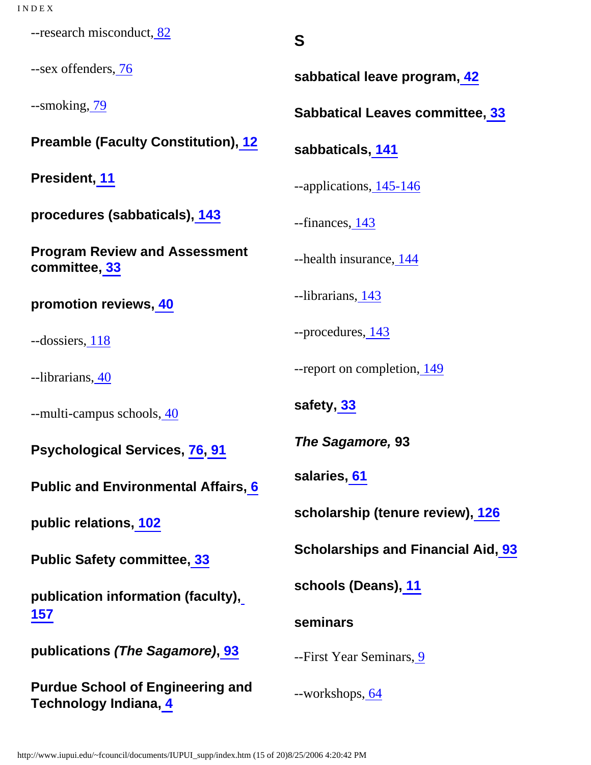--research misconduct, 82

--sex offenders, 76

--smoking, 79

**Preamble (Faculty Constitution), 12**

**President, 11**

**procedures (sabbaticals), 143**

**Program Review and Assessment committee, 33**

**promotion reviews, 40**

--dossiers, 118

--librarians, 40

--multi-campus schools, 40

**Psychological Services, 76, 91**

**Public and Environmental Affairs, 6**

**public relations, 102**

**Public Safety committee, 33**

**publication information (faculty), 157**

**publications *(The Sagamore)*, 93**

**Purdue School of Engineering and Technology Indiana, 4**

## S

**sabbatical leave program, 42**

**Sabbatical Leaves committee, 33**

**sabbaticals, 141**

--applications, 145-146

--finances, 143

--health insurance, 144

--librarians, 143

--procedures, 143

--report on completion, 149

**safety, 33**

***The Sagamore,* 93**

**salaries, 61**

**scholarship (tenure review), 126**

**Scholarships and Financial Aid, 93**

**schools (Deans), 11**

**seminars**

--First Year Seminars, 9

--workshops, 64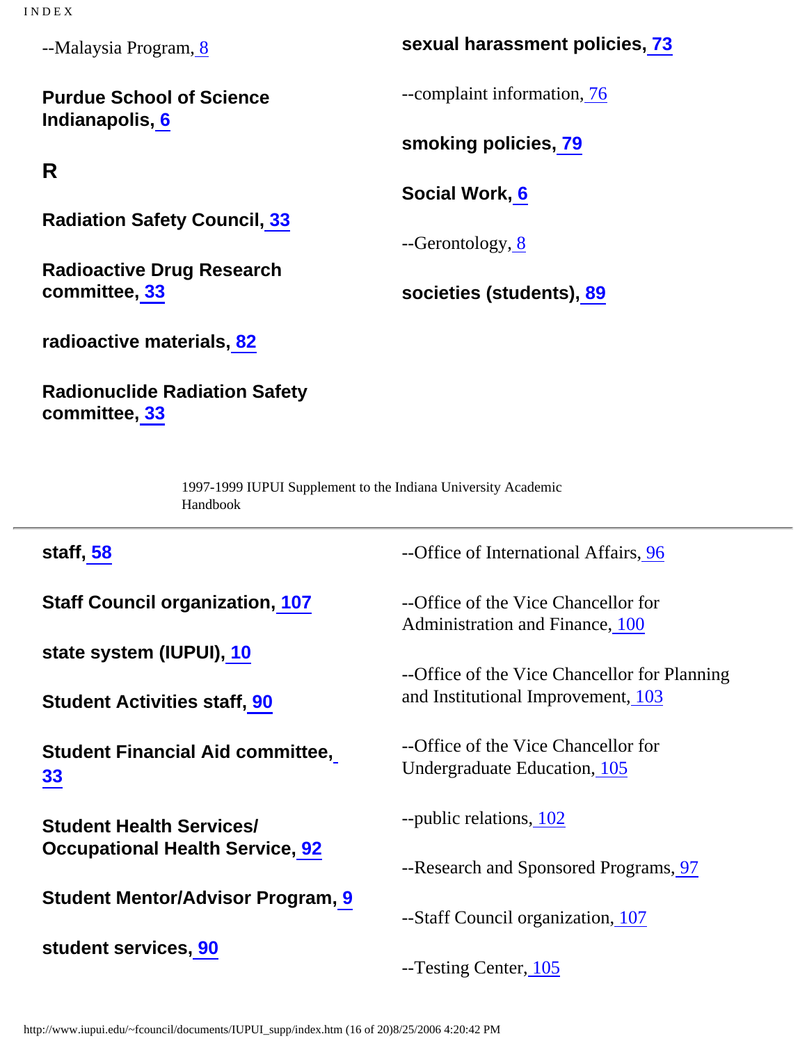--Malaysia Program, 8

**Purdue School of Science Indianapolis, 6**

## R

**Radiation Safety Council, 33**

**Radioactive Drug Research committee, 33**

**radioactive materials, 82**

**Radionuclide Radiation Safety committee, 33**

**sexual harassment policies, 73**

--complaint information, 76

**smoking policies, 79**

**Social Work, 6**

--Gerontology, 8

**societies (students), 89**

1997-1999 IUPUI Supplement to the Indiana University Academic Handbook

---

**staff, 58**

**Staff Council organization, 107**

**state system (IUPUI), 10**

**Student Activities staff, 90**

**Student Financial Aid committee, 33**

**Student Health Services/ Occupational Health Service, 92**

**Student Mentor/Advisor Program, 9**

**student services, 90**

--Office of International Affairs, 96

--Office of the Vice Chancellor for Administration and Finance, 100

--Office of the Vice Chancellor for Planning and Institutional Improvement, 103

--Office of the Vice Chancellor for Undergraduate Education, 105

--public relations, 102

--Research and Sponsored Programs, 97

--Staff Council organization, 107

--Testing Center, 105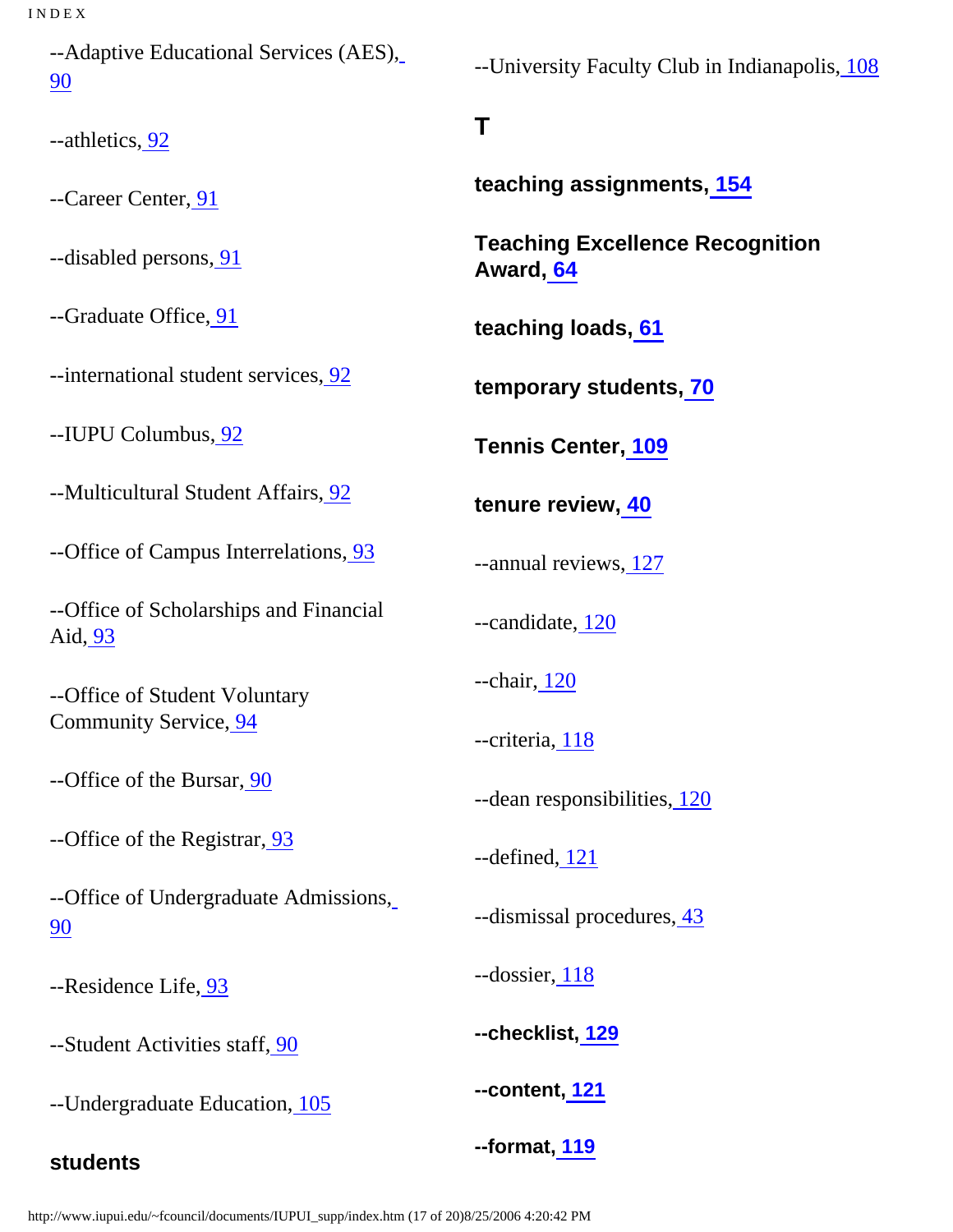--Adaptive Educational Services (AES), 90

--athletics, 92

--Career Center, 91

--disabled persons, 91

--Graduate Office, 91

--international student services, 92

--IUPU Columbus, 92

--Multicultural Student Affairs, 92

--Office of Campus Interrelations, 93

--Office of Scholarships and Financial Aid, 93

--Office of Student Voluntary Community Service, 94

--Office of the Bursar, 90

--Office of the Registrar, 93

--Office of Undergraduate Admissions, 90

--Residence Life, 93

--Student Activities staff, 90

--Undergraduate Education, 105

**students**

--University Faculty Club in Indianapolis, 108

## T

**teaching assignments, 154**

**Teaching Excellence Recognition Award, 64**

**teaching loads, 61**

**temporary students, 70**

**Tennis Center, 109**

**tenure review, 40**

--annual reviews, 127

--candidate, 120

--chair, 120

--criteria, 118

--dean responsibilities, 120

--defined, 121

--dismissal procedures, 43

--dossier, 118

**--checklist, 129**

**--content, 121**

**--format, 119**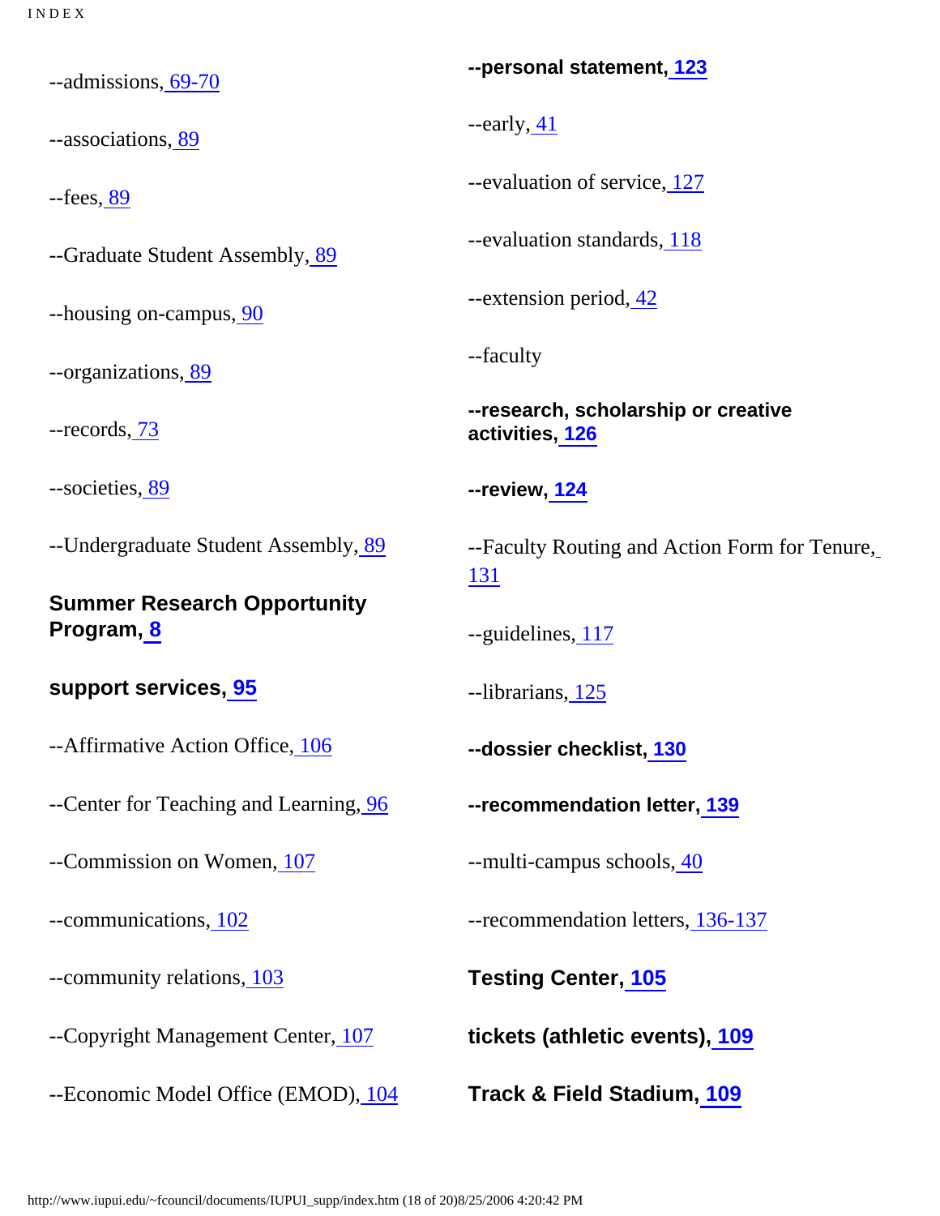--admissions, 69-70

--associations, 89

--fees, 89

--Graduate Student Assembly, 89

--housing on-campus, 90

--organizations, 89

--records, 73

--societies, 89

--Undergraduate Student Assembly, 89

**Summer Research Opportunity Program, 8**

**support services, 95**

--Affirmative Action Office, 106

--Center for Teaching and Learning, 96

--Commission on Women, 107

--communications, 102

--community relations, 103

--Copyright Management Center, 107

--Economic Model Office (EMOD), 104

**--personal statement, 123**

--early, 41

--evaluation of service, 127

--evaluation standards, 118

--extension period, 42

--faculty

**--research, scholarship or creative activities, 126**

**--review, 124**

--Faculty Routing and Action Form for Tenure, 131

--guidelines, 117

--librarians, 125

**--dossier checklist, 130**

**--recommendation letter, 139**

--multi-campus schools, 40

--recommendation letters, 136-137

**Testing Center, 105**

**tickets (athletic events), 109**

**Track & Field Stadium, 109**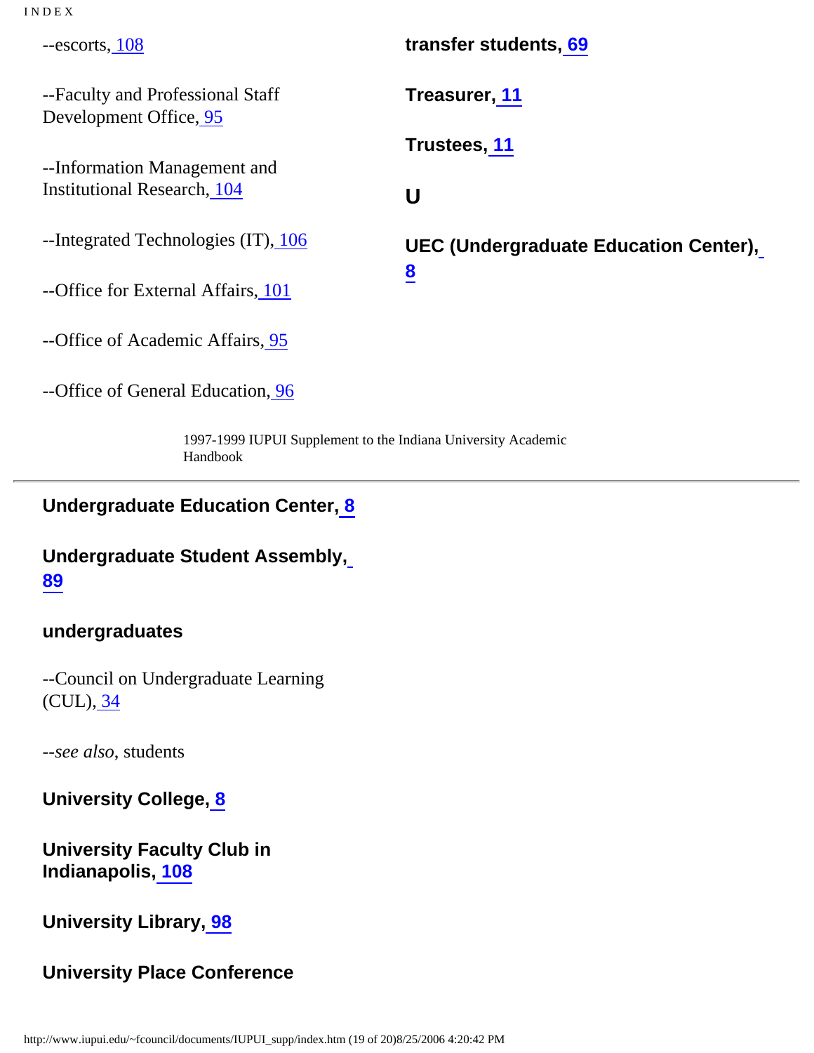--escorts, 108

--Faculty and Professional Staff Development Office, 95

--Information Management and Institutional Research, 104

--Integrated Technologies (IT), 106

--Office for External Affairs, 101

--Office of Academic Affairs, 95

--Office of General Education, 96

**transfer students, 69**

**Treasurer, 11**

**Trustees, 11**

## U

**UEC (Undergraduate Education Center), 8**

**Undergraduate Education Center, 8**

**Undergraduate Student Assembly, 89**

**undergraduates**

--Council on Undergraduate Learning (CUL), 34

--*see also*, students

**University College, 8**

**University Faculty Club in Indianapolis, 108**

**University Library, 98**

**University Place Conference**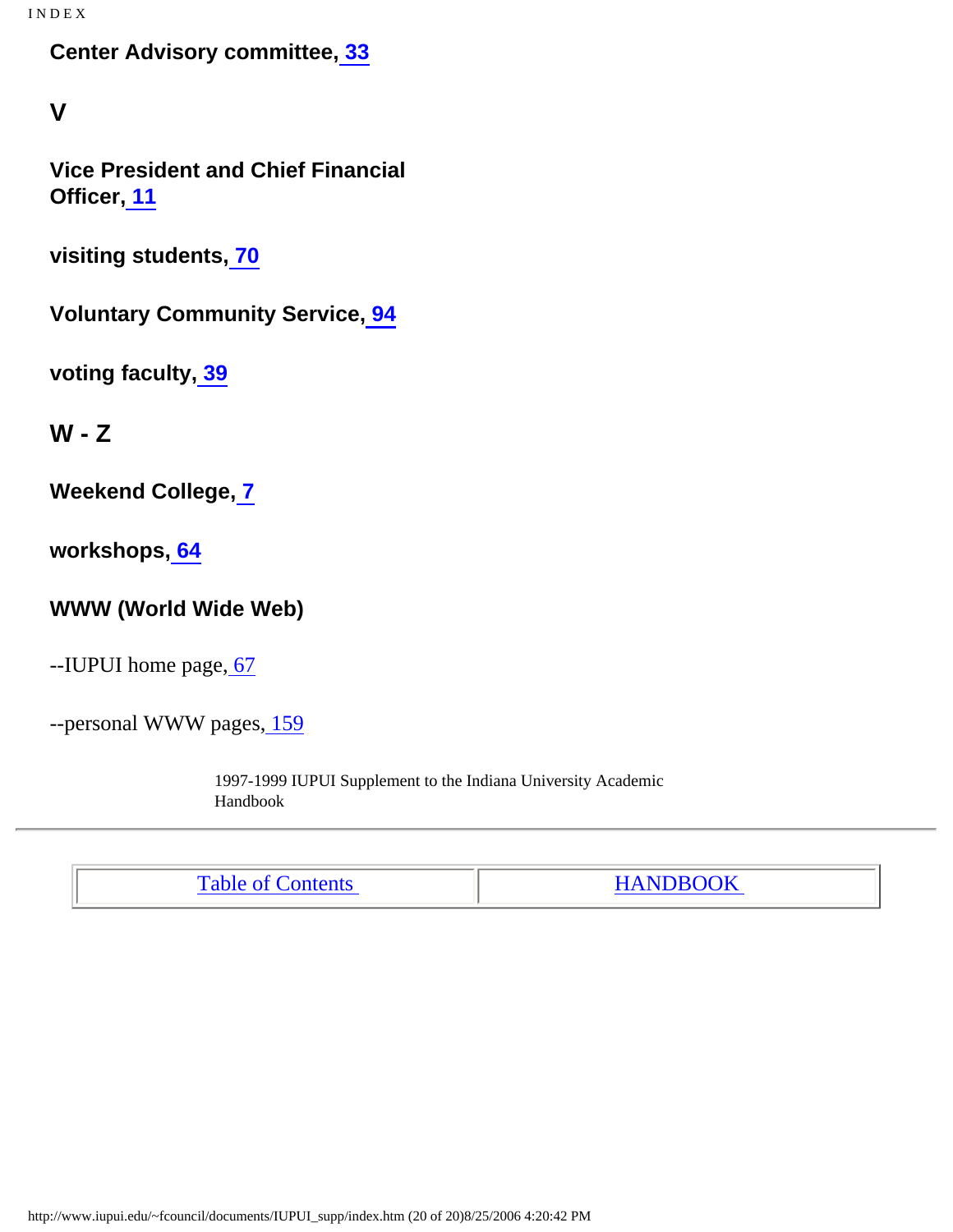**Center Advisory committee, 33**

## V

**Vice President and Chief Financial Officer, 11**

**visiting students, 70**

**Voluntary Community Service, 94**

**voting faculty, 39**

## W - Z

**Weekend College, 7**

**workshops, 64**

**WWW (World Wide Web)**

--IUPUI home page, 67

--personal WWW pages, 159

1997-1999 IUPUI Supplement to the Indiana University Academic Handbook

---

| Table of Contents | HANDBOOK |
| --- | --- |